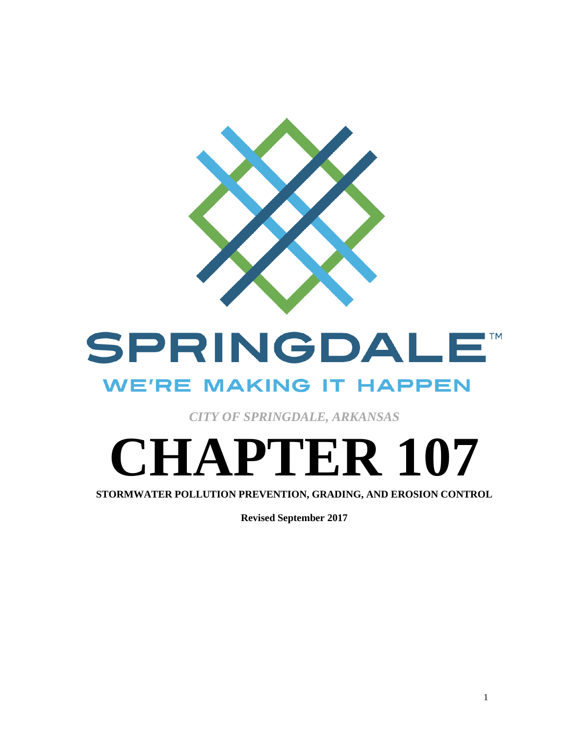SPRINGDALE™

WE'RE MAKING IT HAPPEN

*CITY OF SPRINGDALE, ARKANSAS*

# CHAPTER 107

**STORMWATER POLLUTION PREVENTION, GRADING, AND EROSION CONTROL**

**Revised September 2017**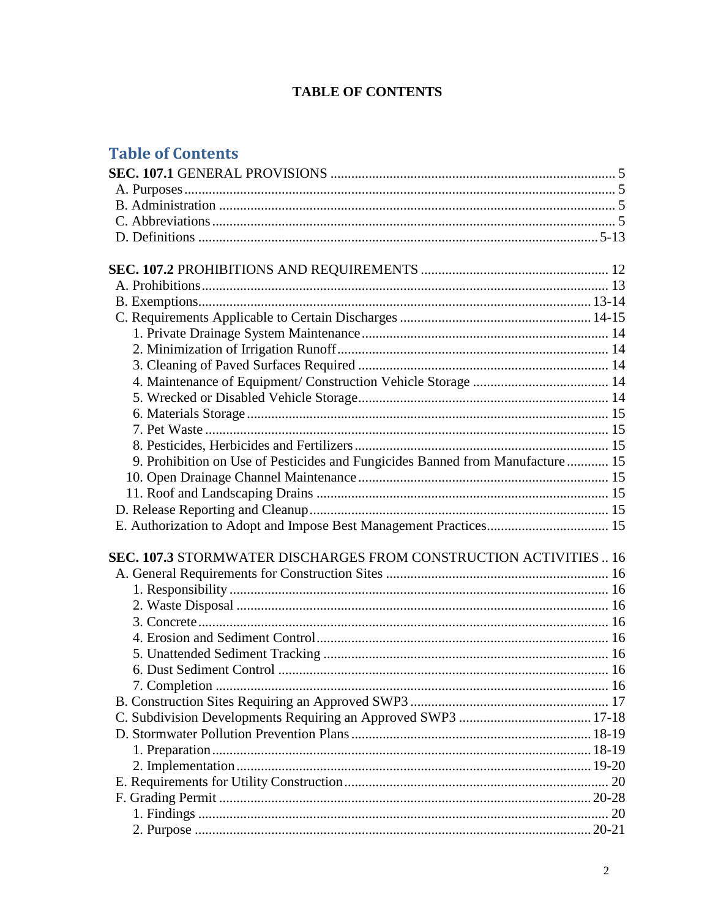**TABLE OF CONTENTS**

## Table of Contents

**SEC. 107.1** GENERAL PROVISIONS ........ 5
- A. Purposes ........ 5
- B. Administration ........ 5
- C. Abbreviations ........ 5
- D. Definitions ........ 5-13

**SEC. 107.2** PROHIBITIONS AND REQUIREMENTS ........ 12
- A. Prohibitions ........ 13
- B. Exemptions ........ 13-14
- C. Requirements Applicable to Certain Discharges ........ 14-15
  - 1. Private Drainage System Maintenance ........ 14
  - 2. Minimization of Irrigation Runoff ........ 14
  - 3. Cleaning of Paved Surfaces Required ........ 14
  - 4. Maintenance of Equipment/ Construction Vehicle Storage ........ 14
  - 5. Wrecked or Disabled Vehicle Storage ........ 14
  - 6. Materials Storage ........ 15
  - 7. Pet Waste ........ 15
  - 8. Pesticides, Herbicides and Fertilizers ........ 15
  - 9. Prohibition on Use of Pesticides and Fungicides Banned from Manufacture ........ 15
  - 10. Open Drainage Channel Maintenance ........ 15
  - 11. Roof and Landscaping Drains ........ 15
- D. Release Reporting and Cleanup ........ 15
- E. Authorization to Adopt and Impose Best Management Practices ........ 15

**SEC. 107.3** STORMWATER DISCHARGES FROM CONSTRUCTION ACTIVITIES ........ 16
- A. General Requirements for Construction Sites ........ 16
  - 1. Responsibility ........ 16
  - 2. Waste Disposal ........ 16
  - 3. Concrete ........ 16
  - 4. Erosion and Sediment Control ........ 16
  - 5. Unattended Sediment Tracking ........ 16
  - 6. Dust Sediment Control ........ 16
  - 7. Completion ........ 16
- B. Construction Sites Requiring an Approved SWP3 ........ 17
- C. Subdivision Developments Requiring an Approved SWP3 ........ 17-18
- D. Stormwater Pollution Prevention Plans ........ 18-19
  - 1. Preparation ........ 18-19
  - 2. Implementation ........ 19-20
- E. Requirements for Utility Construction ........ 20
- F. Grading Permit ........ 20-28
  - 1. Findings ........ 20
  - 2. Purpose ........ 20-21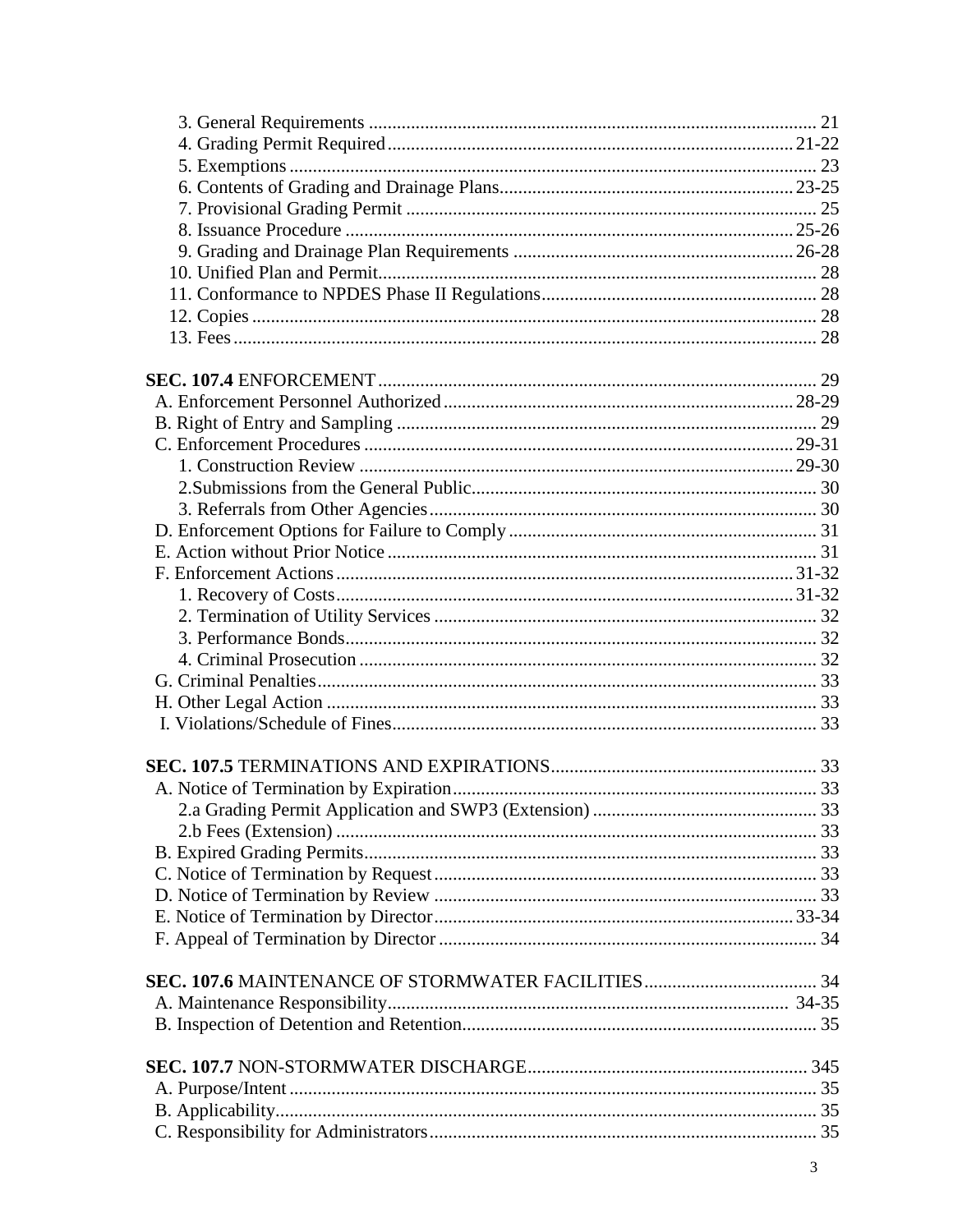3. General Requirements ........................................................................................... 21
4. Grading Permit Required ..................................................................................... 21-22
5. Exemptions ............................................................................................................ 23
6. Contents of Grading and Drainage Plans ............................................................... 23-25
7. Provisional Grading Permit .................................................................................... 25
8. Issuance Procedure ................................................................................................ 25-26
9. Grading and Drainage Plan Requirements ............................................................. 26-28
10. Unified Plan and Permit ........................................................................................ 28
11. Conformance to NPDES Phase II Regulations ...................................................... 28
12. Copies ................................................................................................................... 28
13. Fees ....................................................................................................................... 28

**SEC. 107.4** ENFORCEMENT .......................................................................................... 29
A. Enforcement Personnel Authorized ........................................................................ 28-29
B. Right of Entry and Sampling .................................................................................. 29
C. Enforcement Procedures ........................................................................................ 29-31
1. Construction Review .............................................................................................. 29-30
2.Submissions from the General Public ...................................................................... 30
3. Referrals from Other Agencies ................................................................................. 30
D. Enforcement Options for Failure to Comply .......................................................... 31
E. Action without Prior Notice .................................................................................... 31
F. Enforcement Actions ............................................................................................... 31-32
1. Recovery of Costs .................................................................................................... 31-32
2. Termination of Utility Services ................................................................................ 32
3. Performance Bonds .................................................................................................. 32
4. Criminal Prosecution ............................................................................................... 32
G. Criminal Penalties ................................................................................................... 33
H. Other Legal Action .................................................................................................. 33
I. Violations/Schedule of Fines ..................................................................................... 33

**SEC. 107.5** TERMINATIONS AND EXPIRATIONS ........................................................ 33
A. Notice of Termination by Expiration ........................................................................ 33
2.a Grading Permit Application and SWP3 (Extension) ............................................... 33
2.b Fees (Extension) ...................................................................................................... 33
B. Expired Grading Permits ........................................................................................... 33
C. Notice of Termination by Request ............................................................................ 33
D. Notice of Termination by Review ............................................................................. 33
E. Notice of Termination by Director ............................................................................ 33-34
F. Appeal of Termination by Director ........................................................................... 34

**SEC. 107.6** MAINTENANCE OF STORMWATER FACILITIES ...................................... 34
A. Maintenance Responsibility ....................................................................................... 34-35
B. Inspection of Detention and Retention ....................................................................... 35

**SEC. 107.7** NON-STORMWATER DISCHARGE ............................................................. 345
A. Purpose/Intent ............................................................................................................ 35
B. Applicability ............................................................................................................... 35
C. Responsibility for Administrators ............................................................................... 35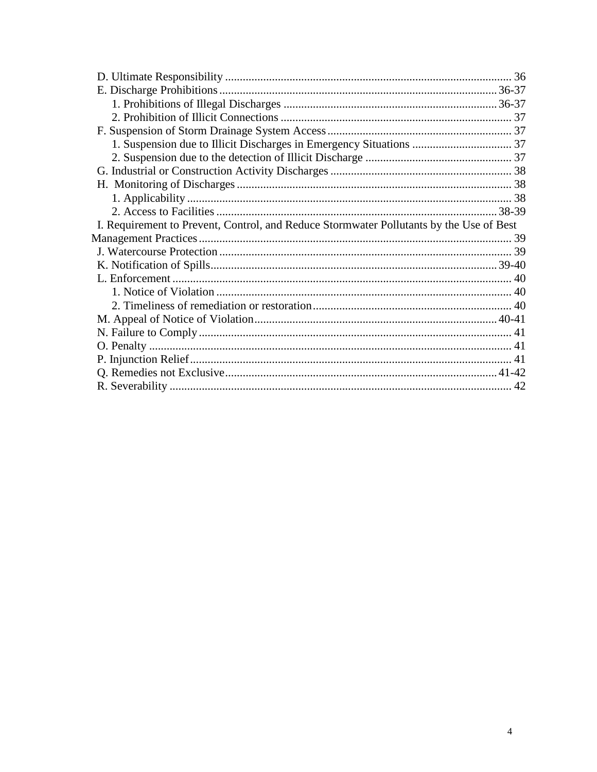D. Ultimate Responsibility ........................................................................................................ 36
E. Discharge Prohibitions .......................................................................................................36-37
  1. Prohibitions of Illegal Discharges ..................................................................................36-37
  2. Prohibition of Illicit Connections ........................................................................................ 37
F. Suspension of Storm Drainage System Access ....................................................................... 37
  1. Suspension due to Illicit Discharges in Emergency Situations ............................................ 37
  2. Suspension due to the detection of Illicit Discharge ............................................................ 37
G. Industrial or Construction Activity Discharges ...................................................................... 38
H. Monitoring of Discharges ...................................................................................................... 38
  1. Applicability ....................................................................................................................... 38
  2. Access to Facilities ..........................................................................................................38-39
I. Requirement to Prevent, Control, and Reduce Stormwater Pollutants by the Use of Best Management Practices ................................................................................................................. 39
J. Watercourse Protection ........................................................................................................... 39
K. Notification of Spills ..........................................................................................................39-40
L. Enforcement ............................................................................................................................ 40
  1. Notice of Violation ............................................................................................................. 40
  2. Timeliness of remediation or restoration ............................................................................. 40
M. Appeal of Notice of Violation ............................................................................................40-41
N. Failure to Comply ................................................................................................................... 41
O. Penalty .................................................................................................................................... 41
P. Injunction Relief ..................................................................................................................... 41
Q. Remedies not Exclusive .....................................................................................................41-42
R. Severability ............................................................................................................................. 42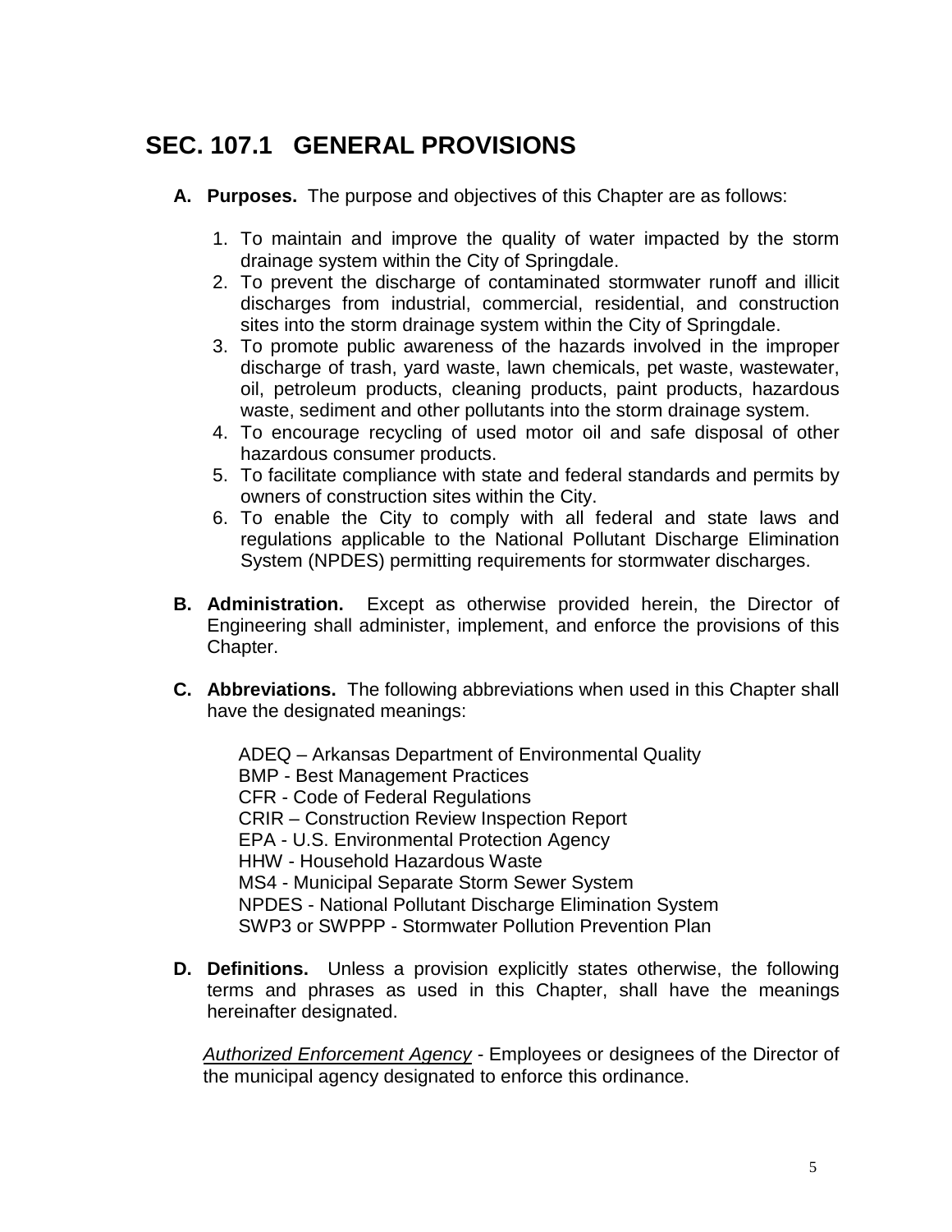## SEC. 107.1 GENERAL PROVISIONS

**A. Purposes.** The purpose and objectives of this Chapter are as follows:

1. To maintain and improve the quality of water impacted by the storm drainage system within the City of Springdale.
2. To prevent the discharge of contaminated stormwater runoff and illicit discharges from industrial, commercial, residential, and construction sites into the storm drainage system within the City of Springdale.
3. To promote public awareness of the hazards involved in the improper discharge of trash, yard waste, lawn chemicals, pet waste, wastewater, oil, petroleum products, cleaning products, paint products, hazardous waste, sediment and other pollutants into the storm drainage system.
4. To encourage recycling of used motor oil and safe disposal of other hazardous consumer products.
5. To facilitate compliance with state and federal standards and permits by owners of construction sites within the City.
6. To enable the City to comply with all federal and state laws and regulations applicable to the National Pollutant Discharge Elimination System (NPDES) permitting requirements for stormwater discharges.

**B. Administration.** Except as otherwise provided herein, the Director of Engineering shall administer, implement, and enforce the provisions of this Chapter.

**C. Abbreviations.** The following abbreviations when used in this Chapter shall have the designated meanings:

ADEQ – Arkansas Department of Environmental Quality
BMP - Best Management Practices
CFR - Code of Federal Regulations
CRIR – Construction Review Inspection Report
EPA - U.S. Environmental Protection Agency
HHW - Household Hazardous Waste
MS4 - Municipal Separate Storm Sewer System
NPDES - National Pollutant Discharge Elimination System
SWP3 or SWPPP - Stormwater Pollution Prevention Plan

**D. Definitions.** Unless a provision explicitly states otherwise, the following terms and phrases as used in this Chapter, shall have the meanings hereinafter designated.

Authorized Enforcement Agency - Employees or designees of the Director of the municipal agency designated to enforce this ordinance.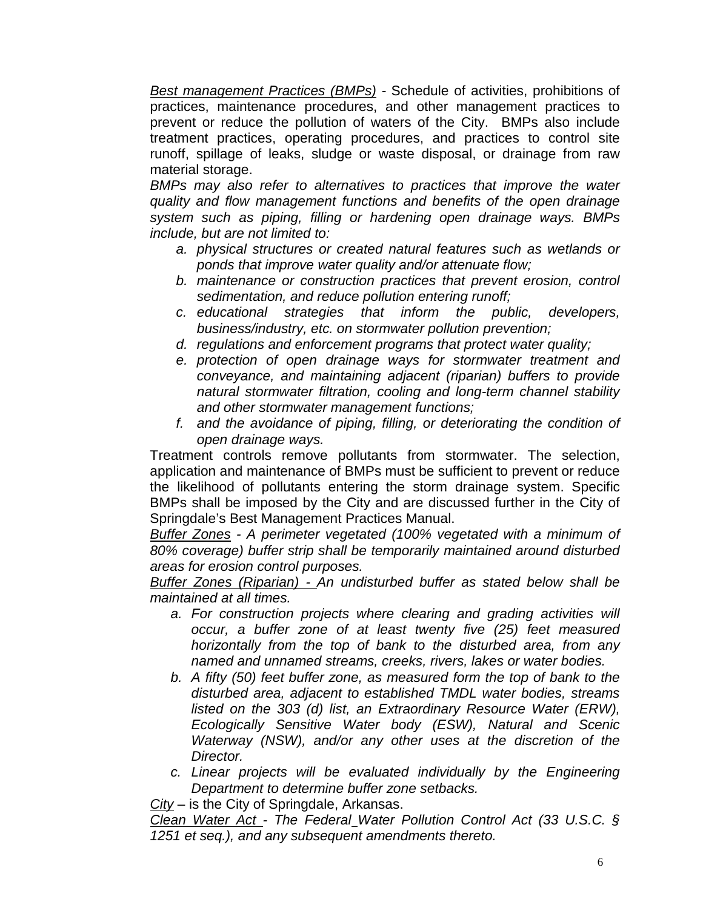<u>*Best management Practices (BMPs)*</u> - Schedule of activities, prohibitions of practices, maintenance procedures, and other management practices to prevent or reduce the pollution of waters of the City. BMPs also include treatment practices, operating procedures, and practices to control site runoff, spillage of leaks, sludge or waste disposal, or drainage from raw material storage.

*BMPs may also refer to alternatives to practices that improve the water quality and flow management functions and benefits of the open drainage system such as piping, filling or hardening open drainage ways. BMPs include, but are not limited to:*

- a. *physical structures or created natural features such as wetlands or ponds that improve water quality and/or attenuate flow;*
- b. *maintenance or construction practices that prevent erosion, control sedimentation, and reduce pollution entering runoff;*
- c. *educational strategies that inform the public, developers, business/industry, etc. on stormwater pollution prevention;*
- d. *regulations and enforcement programs that protect water quality;*
- e. *protection of open drainage ways for stormwater treatment and conveyance, and maintaining adjacent (riparian) buffers to provide natural stormwater filtration, cooling and long-term channel stability and other stormwater management functions;*
- f. *and the avoidance of piping, filling, or deteriorating the condition of open drainage ways.*

Treatment controls remove pollutants from stormwater. The selection, application and maintenance of BMPs must be sufficient to prevent or reduce the likelihood of pollutants entering the storm drainage system. Specific BMPs shall be imposed by the City and are discussed further in the City of Springdale's Best Management Practices Manual.

<u>*Buffer Zones*</u> *- A perimeter vegetated (100% vegetated with a minimum of 80% coverage) buffer strip shall be temporarily maintained around disturbed areas for erosion control purposes.*

<u>*Buffer Zones (Riparian) -*</u> *An undisturbed buffer as stated below shall be maintained at all times.*

- a. *For construction projects where clearing and grading activities will occur, a buffer zone of at least twenty five (25) feet measured horizontally from the top of bank to the disturbed area, from any named and unnamed streams, creeks, rivers, lakes or water bodies.*
- b. *A fifty (50) feet buffer zone, as measured form the top of bank to the disturbed area, adjacent to established TMDL water bodies, streams listed on the 303 (d) list, an Extraordinary Resource Water (ERW), Ecologically Sensitive Water body (ESW), Natural and Scenic Waterway (NSW), and/or any other uses at the discretion of the Director.*
- c. *Linear projects will be evaluated individually by the Engineering Department to determine buffer zone setbacks.*

<u>*City*</u> – is the City of Springdale, Arkansas.

<u>*Clean Water Act*</u> *- The Federal Water Pollution Control Act (33 U.S.C. § 1251 et seq.), and any subsequent amendments thereto.*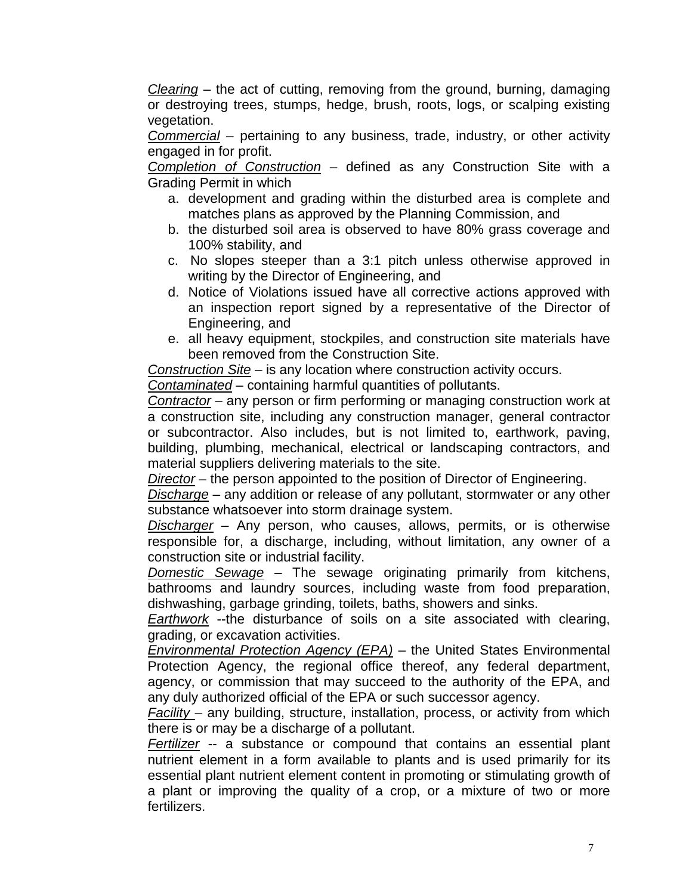*Clearing* – the act of cutting, removing from the ground, burning, damaging or destroying trees, stumps, hedge, brush, roots, logs, or scalping existing vegetation.

*Commercial* – pertaining to any business, trade, industry, or other activity engaged in for profit.

*Completion of Construction* – defined as any Construction Site with a Grading Permit in which

a. development and grading within the disturbed area is complete and matches plans as approved by the Planning Commission, and
b. the disturbed soil area is observed to have 80% grass coverage and 100% stability, and
c. No slopes steeper than a 3:1 pitch unless otherwise approved in writing by the Director of Engineering, and
d. Notice of Violations issued have all corrective actions approved with an inspection report signed by a representative of the Director of Engineering, and
e. all heavy equipment, stockpiles, and construction site materials have been removed from the Construction Site.

*Construction Site* – is any location where construction activity occurs.

*Contaminated* – containing harmful quantities of pollutants.

*Contractor* – any person or firm performing or managing construction work at a construction site, including any construction manager, general contractor or subcontractor. Also includes, but is not limited to, earthwork, paving, building, plumbing, mechanical, electrical or landscaping contractors, and material suppliers delivering materials to the site.

*Director* – the person appointed to the position of Director of Engineering.

*Discharge* – any addition or release of any pollutant, stormwater or any other substance whatsoever into storm drainage system.

*Discharger* – Any person, who causes, allows, permits, or is otherwise responsible for, a discharge, including, without limitation, any owner of a construction site or industrial facility.

*Domestic Sewage* – The sewage originating primarily from kitchens, bathrooms and laundry sources, including waste from food preparation, dishwashing, garbage grinding, toilets, baths, showers and sinks.

*Earthwork* --the disturbance of soils on a site associated with clearing, grading, or excavation activities.

*Environmental Protection Agency (EPA)* – the United States Environmental Protection Agency, the regional office thereof, any federal department, agency, or commission that may succeed to the authority of the EPA, and any duly authorized official of the EPA or such successor agency.

*Facility* – any building, structure, installation, process, or activity from which there is or may be a discharge of a pollutant.

*Fertilizer* -- a substance or compound that contains an essential plant nutrient element in a form available to plants and is used primarily for its essential plant nutrient element content in promoting or stimulating growth of a plant or improving the quality of a crop, or a mixture of two or more fertilizers.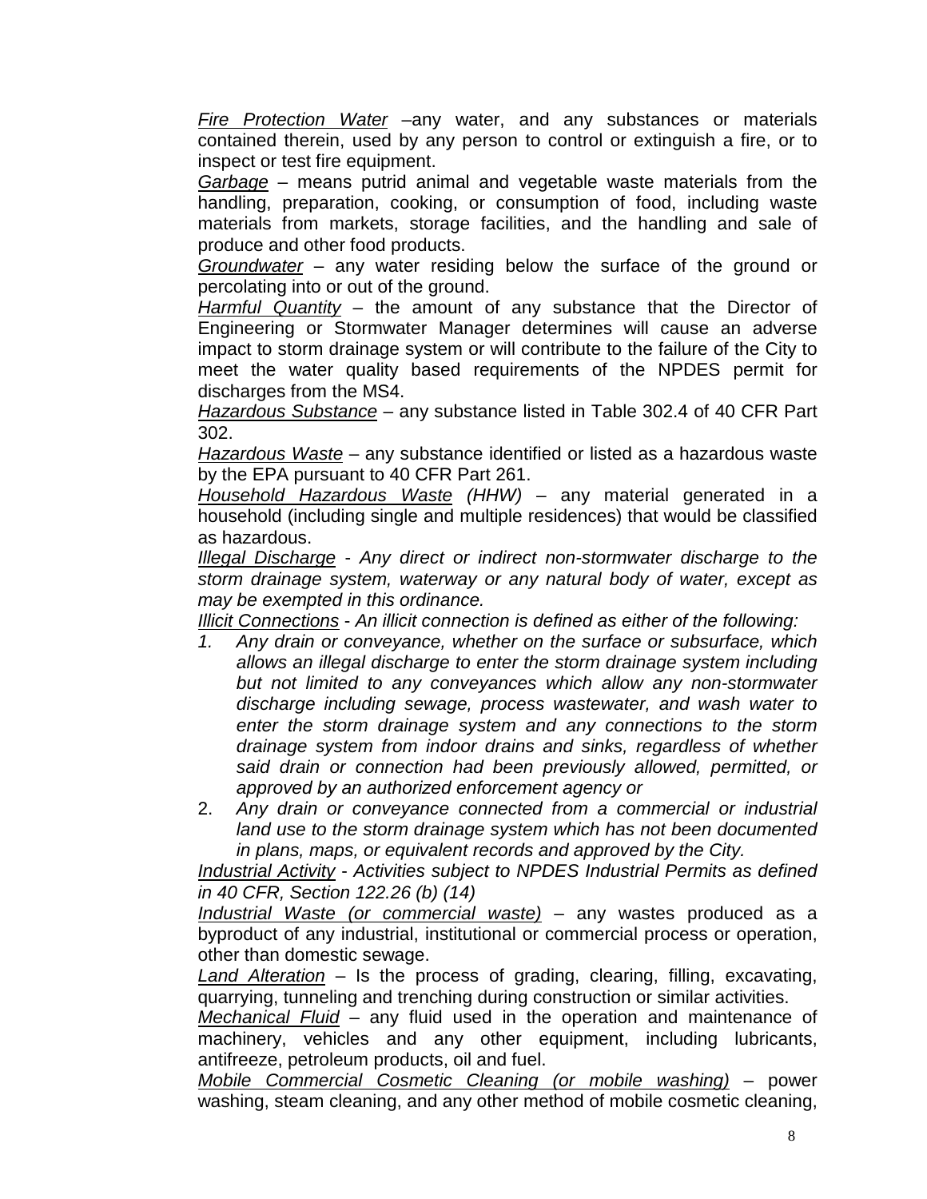*Fire Protection Water* –any water, and any substances or materials contained therein, used by any person to control or extinguish a fire, or to inspect or test fire equipment.

*Garbage* – means putrid animal and vegetable waste materials from the handling, preparation, cooking, or consumption of food, including waste materials from markets, storage facilities, and the handling and sale of produce and other food products.

*Groundwater* – any water residing below the surface of the ground or percolating into or out of the ground.

*Harmful Quantity* – the amount of any substance that the Director of Engineering or Stormwater Manager determines will cause an adverse impact to storm drainage system or will contribute to the failure of the City to meet the water quality based requirements of the NPDES permit for discharges from the MS4.

*Hazardous Substance* – any substance listed in Table 302.4 of 40 CFR Part 302.

*Hazardous Waste* – any substance identified or listed as a hazardous waste by the EPA pursuant to 40 CFR Part 261.

*Household Hazardous Waste (HHW)* – any material generated in a household (including single and multiple residences) that would be classified as hazardous.

*Illegal Discharge - Any direct or indirect non-stormwater discharge to the storm drainage system, waterway or any natural body of water, except as may be exempted in this ordinance.*

*Illicit Connections - An illicit connection is defined as either of the following:*

1. *Any drain or conveyance, whether on the surface or subsurface, which allows an illegal discharge to enter the storm drainage system including but not limited to any conveyances which allow any non-stormwater discharge including sewage, process wastewater, and wash water to enter the storm drainage system and any connections to the storm drainage system from indoor drains and sinks, regardless of whether said drain or connection had been previously allowed, permitted, or approved by an authorized enforcement agency or*
2. *Any drain or conveyance connected from a commercial or industrial land use to the storm drainage system which has not been documented in plans, maps, or equivalent records and approved by the City.*

*Industrial Activity - Activities subject to NPDES Industrial Permits as defined in 40 CFR, Section 122.26 (b) (14)*

*Industrial Waste (or commercial waste)* – any wastes produced as a byproduct of any industrial, institutional or commercial process or operation, other than domestic sewage.

*Land Alteration* – Is the process of grading, clearing, filling, excavating, quarrying, tunneling and trenching during construction or similar activities.

*Mechanical Fluid* – any fluid used in the operation and maintenance of machinery, vehicles and any other equipment, including lubricants, antifreeze, petroleum products, oil and fuel.

*Mobile Commercial Cosmetic Cleaning (or mobile washing)* – power washing, steam cleaning, and any other method of mobile cosmetic cleaning,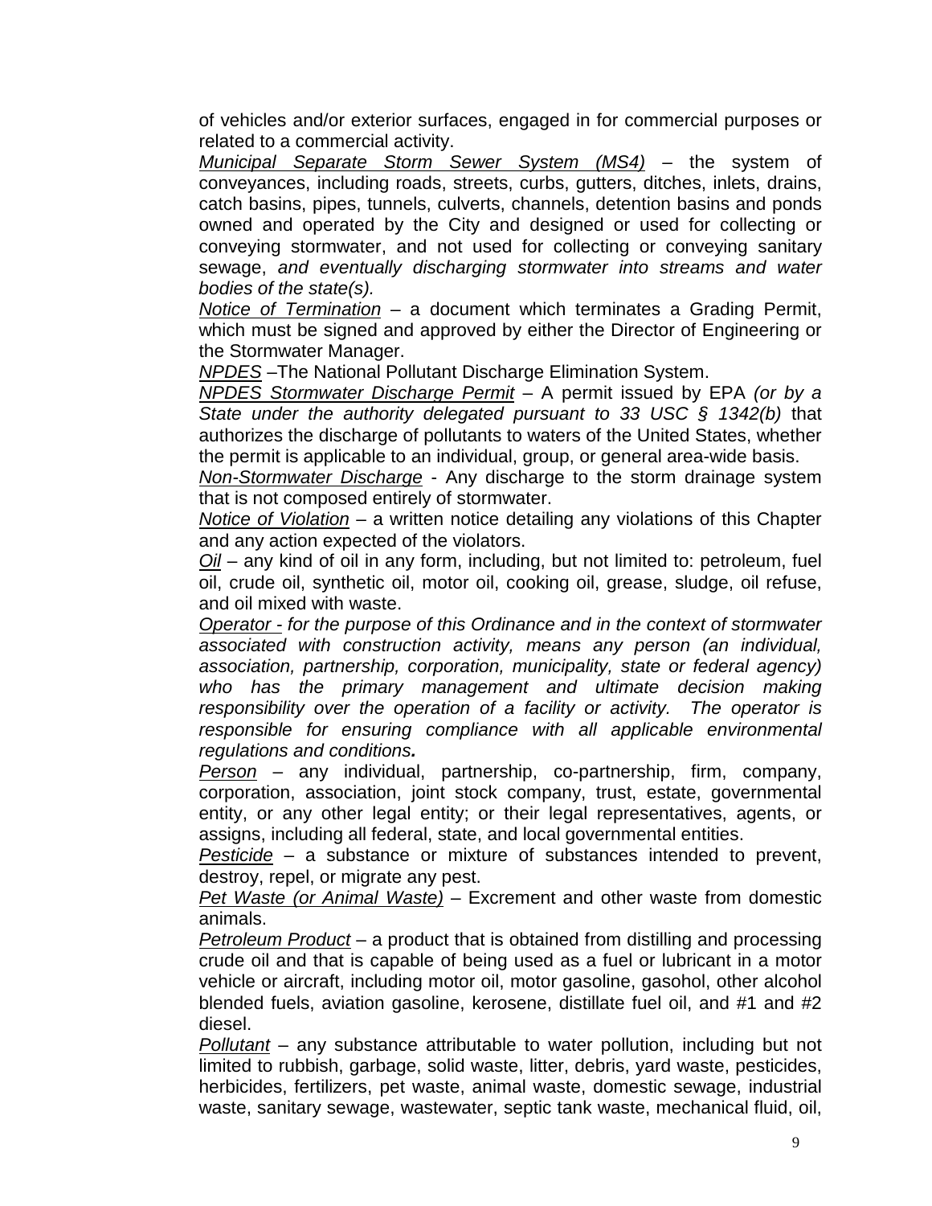of vehicles and/or exterior surfaces, engaged in for commercial purposes or related to a commercial activity.

Municipal Separate Storm Sewer System (MS4) – the system of conveyances, including roads, streets, curbs, gutters, ditches, inlets, drains, catch basins, pipes, tunnels, culverts, channels, detention basins and ponds owned and operated by the City and designed or used for collecting or conveying stormwater, and not used for collecting or conveying sanitary sewage, *and eventually discharging stormwater into streams and water bodies of the state(s).*

Notice of Termination – a document which terminates a Grading Permit, which must be signed and approved by either the Director of Engineering or the Stormwater Manager.

NPDES –The National Pollutant Discharge Elimination System.

NPDES Stormwater Discharge Permit – A permit issued by EPA *(or by a State under the authority delegated pursuant to 33 USC § 1342(b)* that authorizes the discharge of pollutants to waters of the United States, whether the permit is applicable to an individual, group, or general area-wide basis.

Non-Stormwater Discharge - Any discharge to the storm drainage system that is not composed entirely of stormwater.

Notice of Violation – a written notice detailing any violations of this Chapter and any action expected of the violators.

Oil – any kind of oil in any form, including, but not limited to: petroleum, fuel oil, crude oil, synthetic oil, motor oil, cooking oil, grease, sludge, oil refuse, and oil mixed with waste.

*Operator - for the purpose of this Ordinance and in the context of stormwater associated with construction activity, means any person (an individual, association, partnership, corporation, municipality, state or federal agency) who has the primary management and ultimate decision making responsibility over the operation of a facility or activity. The operator is responsible for ensuring compliance with all applicable environmental regulations and conditions.*

Person – any individual, partnership, co-partnership, firm, company, corporation, association, joint stock company, trust, estate, governmental entity, or any other legal entity; or their legal representatives, agents, or assigns, including all federal, state, and local governmental entities.

Pesticide – a substance or mixture of substances intended to prevent, destroy, repel, or migrate any pest.

Pet Waste (or Animal Waste) – Excrement and other waste from domestic animals.

Petroleum Product – a product that is obtained from distilling and processing crude oil and that is capable of being used as a fuel or lubricant in a motor vehicle or aircraft, including motor oil, motor gasoline, gasohol, other alcohol blended fuels, aviation gasoline, kerosene, distillate fuel oil, and #1 and #2 diesel.

Pollutant – any substance attributable to water pollution, including but not limited to rubbish, garbage, solid waste, litter, debris, yard waste, pesticides, herbicides, fertilizers, pet waste, animal waste, domestic sewage, industrial waste, sanitary sewage, wastewater, septic tank waste, mechanical fluid, oil,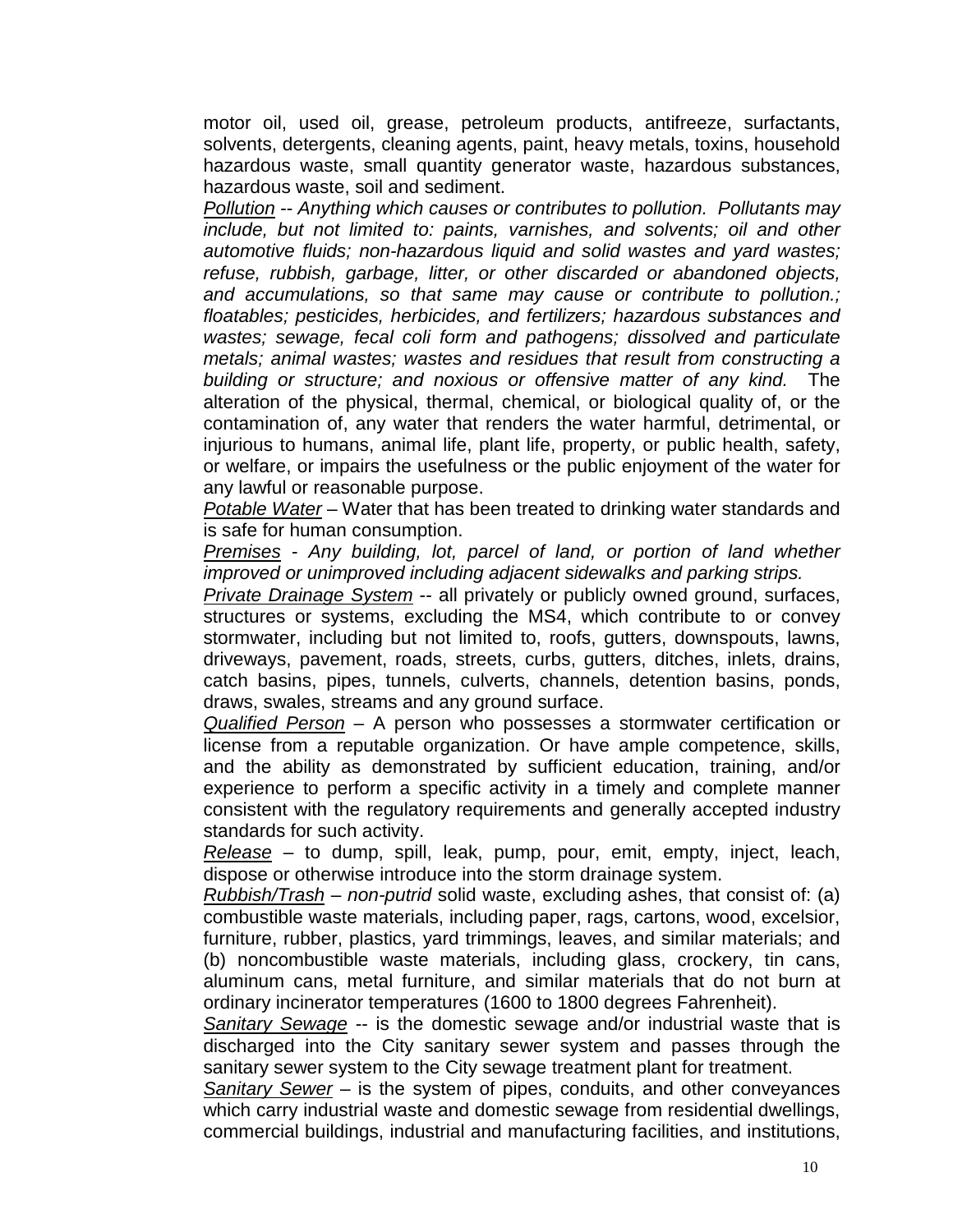motor oil, used oil, grease, petroleum products, antifreeze, surfactants, solvents, detergents, cleaning agents, paint, heavy metals, toxins, household hazardous waste, small quantity generator waste, hazardous substances, hazardous waste, soil and sediment.

_Pollution_ -- *Anything which causes or contributes to pollution. Pollutants may include, but not limited to: paints, varnishes, and solvents; oil and other automotive fluids; non-hazardous liquid and solid wastes and yard wastes; refuse, rubbish, garbage, litter, or other discarded or abandoned objects, and accumulations, so that same may cause or contribute to pollution.; floatables; pesticides, herbicides, and fertilizers; hazardous substances and wastes; sewage, fecal coli form and pathogens; dissolved and particulate metals; animal wastes; wastes and residues that result from constructing a building or structure; and noxious or offensive matter of any kind.* The alteration of the physical, thermal, chemical, or biological quality of, or the contamination of, any water that renders the water harmful, detrimental, or injurious to humans, animal life, plant life, property, or public health, safety, or welfare, or impairs the usefulness or the public enjoyment of the water for any lawful or reasonable purpose.

_Potable Water_ – Water that has been treated to drinking water standards and is safe for human consumption.

_Premises_ - *Any building, lot, parcel of land, or portion of land whether improved or unimproved including adjacent sidewalks and parking strips.*

_Private Drainage System_ -- all privately or publicly owned ground, surfaces, structures or systems, excluding the MS4, which contribute to or convey stormwater, including but not limited to, roofs, gutters, downspouts, lawns, driveways, pavement, roads, streets, curbs, gutters, ditches, inlets, drains, catch basins, pipes, tunnels, culverts, channels, detention basins, ponds, draws, swales, streams and any ground surface.

_Qualified Person_ – A person who possesses a stormwater certification or license from a reputable organization. Or have ample competence, skills, and the ability as demonstrated by sufficient education, training, and/or experience to perform a specific activity in a timely and complete manner consistent with the regulatory requirements and generally accepted industry standards for such activity.

_Release_ – to dump, spill, leak, pump, pour, emit, empty, inject, leach, dispose or otherwise introduce into the storm drainage system.

_Rubbish/Trash_ – *non-putrid* solid waste, excluding ashes, that consist of: (a) combustible waste materials, including paper, rags, cartons, wood, excelsior, furniture, rubber, plastics, yard trimmings, leaves, and similar materials; and (b) noncombustible waste materials, including glass, crockery, tin cans, aluminum cans, metal furniture, and similar materials that do not burn at ordinary incinerator temperatures (1600 to 1800 degrees Fahrenheit).

_Sanitary Sewage_ -- is the domestic sewage and/or industrial waste that is discharged into the City sanitary sewer system and passes through the sanitary sewer system to the City sewage treatment plant for treatment.

_Sanitary Sewer_ – is the system of pipes, conduits, and other conveyances which carry industrial waste and domestic sewage from residential dwellings, commercial buildings, industrial and manufacturing facilities, and institutions,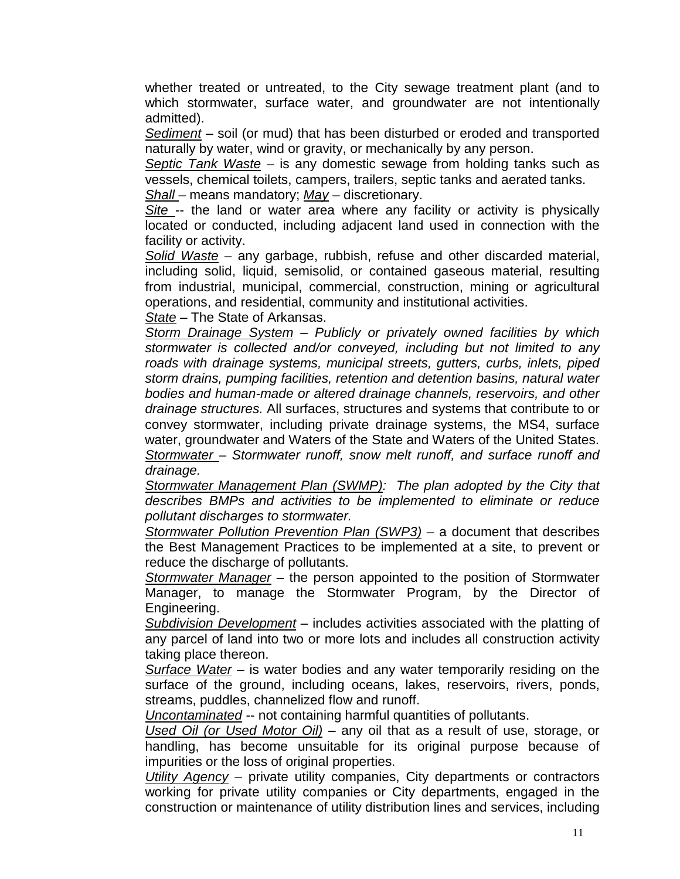whether treated or untreated, to the City sewage treatment plant (and to which stormwater, surface water, and groundwater are not intentionally admitted).

_Sediment_ – soil (or mud) that has been disturbed or eroded and transported naturally by water, wind or gravity, or mechanically by any person.

_Septic Tank Waste_ – is any domestic sewage from holding tanks such as vessels, chemical toilets, campers, trailers, septic tanks and aerated tanks.

_Shall_ – means mandatory; _May_ – discretionary.

_Site_ -- the land or water area where any facility or activity is physically located or conducted, including adjacent land used in connection with the facility or activity.

_Solid Waste_ – any garbage, rubbish, refuse and other discarded material, including solid, liquid, semisolid, or contained gaseous material, resulting from industrial, municipal, commercial, construction, mining or agricultural operations, and residential, community and institutional activities.

_State_ – The State of Arkansas.

_Storm Drainage System_ – *Publicly or privately owned facilities by which stormwater is collected and/or conveyed, including but not limited to any roads with drainage systems, municipal streets, gutters, curbs, inlets, piped storm drains, pumping facilities, retention and detention basins, natural water bodies and human-made or altered drainage channels, reservoirs, and other drainage structures.* All surfaces, structures and systems that contribute to or convey stormwater, including private drainage systems, the MS4, surface water, groundwater and Waters of the State and Waters of the United States.

_Stormwater_ – *Stormwater runoff, snow melt runoff, and surface runoff and drainage.*

_Stormwater Management Plan (SWMP)_: *The plan adopted by the City that describes BMPs and activities to be implemented to eliminate or reduce pollutant discharges to stormwater.*

_Stormwater Pollution Prevention Plan (SWP3)_ – a document that describes the Best Management Practices to be implemented at a site, to prevent or reduce the discharge of pollutants.

_Stormwater Manager_ – the person appointed to the position of Stormwater Manager, to manage the Stormwater Program, by the Director of Engineering.

_Subdivision Development_ – includes activities associated with the platting of any parcel of land into two or more lots and includes all construction activity taking place thereon.

_Surface Water_ – is water bodies and any water temporarily residing on the surface of the ground, including oceans, lakes, reservoirs, rivers, ponds, streams, puddles, channelized flow and runoff.

_Uncontaminated_ -- not containing harmful quantities of pollutants.

_Used Oil (or Used Motor Oil)_ – any oil that as a result of use, storage, or handling, has become unsuitable for its original purpose because of impurities or the loss of original properties.

_Utility Agency_ – private utility companies, City departments or contractors working for private utility companies or City departments, engaged in the construction or maintenance of utility distribution lines and services, including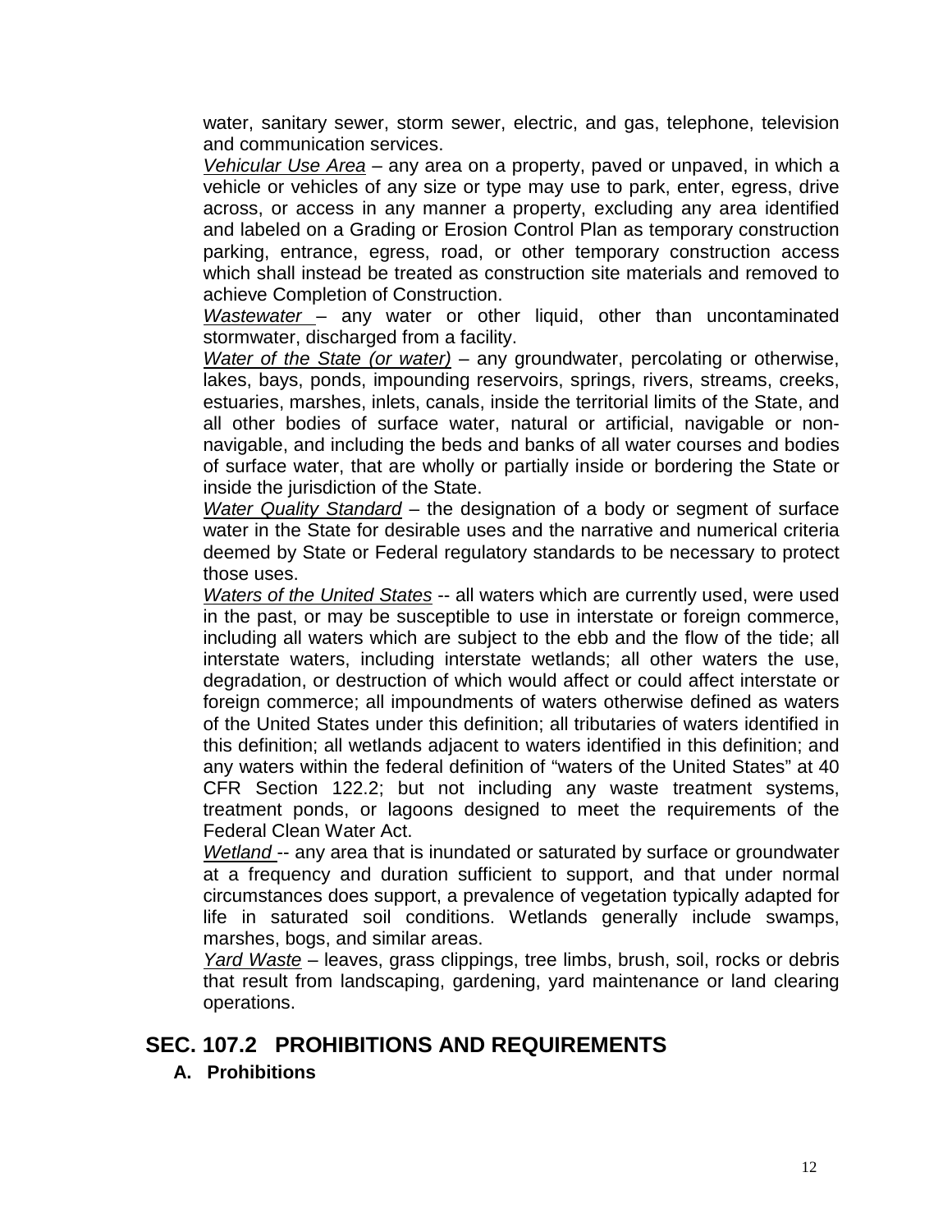water, sanitary sewer, storm sewer, electric, and gas, telephone, television and communication services.

*Vehicular Use Area* – any area on a property, paved or unpaved, in which a vehicle or vehicles of any size or type may use to park, enter, egress, drive across, or access in any manner a property, excluding any area identified and labeled on a Grading or Erosion Control Plan as temporary construction parking, entrance, egress, road, or other temporary construction access which shall instead be treated as construction site materials and removed to achieve Completion of Construction.

*Wastewater* – any water or other liquid, other than uncontaminated stormwater, discharged from a facility.

*Water of the State (or water)* – any groundwater, percolating or otherwise, lakes, bays, ponds, impounding reservoirs, springs, rivers, streams, creeks, estuaries, marshes, inlets, canals, inside the territorial limits of the State, and all other bodies of surface water, natural or artificial, navigable or non-navigable, and including the beds and banks of all water courses and bodies of surface water, that are wholly or partially inside or bordering the State or inside the jurisdiction of the State.

*Water Quality Standard* – the designation of a body or segment of surface water in the State for desirable uses and the narrative and numerical criteria deemed by State or Federal regulatory standards to be necessary to protect those uses.

*Waters of the United States* -- all waters which are currently used, were used in the past, or may be susceptible to use in interstate or foreign commerce, including all waters which are subject to the ebb and the flow of the tide; all interstate waters, including interstate wetlands; all other waters the use, degradation, or destruction of which would affect or could affect interstate or foreign commerce; all impoundments of waters otherwise defined as waters of the United States under this definition; all tributaries of waters identified in this definition; all wetlands adjacent to waters identified in this definition; and any waters within the federal definition of "waters of the United States" at 40 CFR Section 122.2; but not including any waste treatment systems, treatment ponds, or lagoons designed to meet the requirements of the Federal Clean Water Act.

*Wetland* -- any area that is inundated or saturated by surface or groundwater at a frequency and duration sufficient to support, and that under normal circumstances does support, a prevalence of vegetation typically adapted for life in saturated soil conditions. Wetlands generally include swamps, marshes, bogs, and similar areas.

*Yard Waste* – leaves, grass clippings, tree limbs, brush, soil, rocks or debris that result from landscaping, gardening, yard maintenance or land clearing operations.

## SEC. 107.2 PROHIBITIONS AND REQUIREMENTS

### A. Prohibitions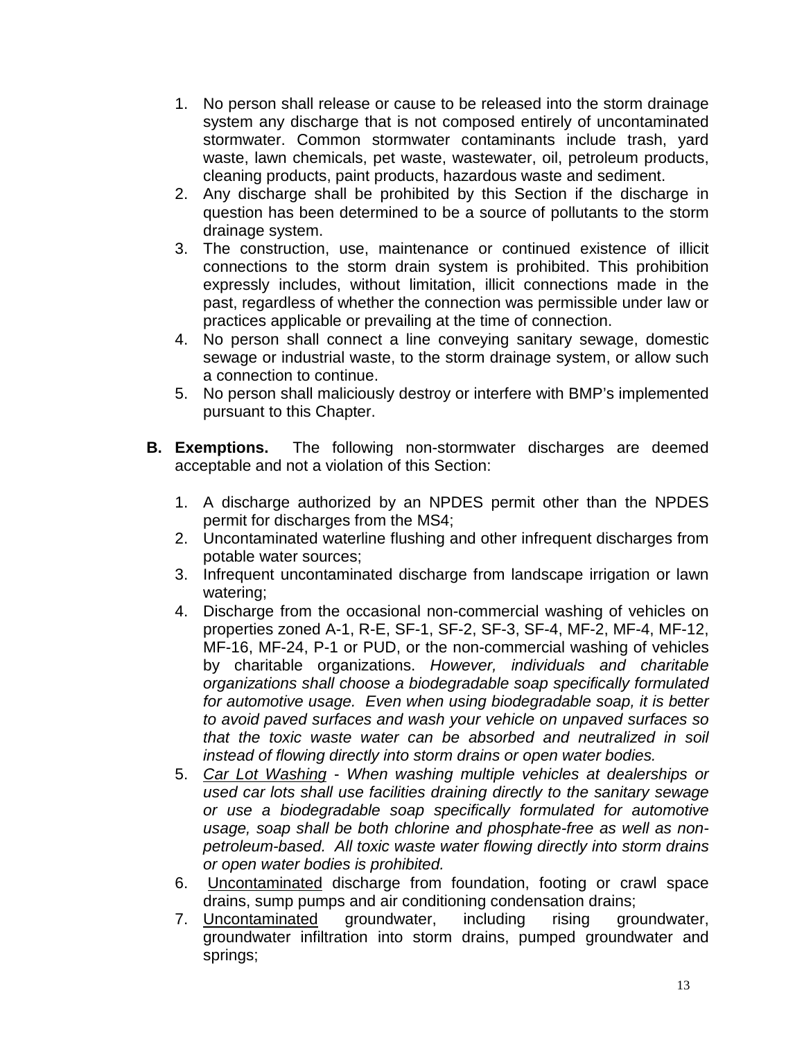1. No person shall release or cause to be released into the storm drainage system any discharge that is not composed entirely of uncontaminated stormwater. Common stormwater contaminants include trash, yard waste, lawn chemicals, pet waste, wastewater, oil, petroleum products, cleaning products, paint products, hazardous waste and sediment.
2. Any discharge shall be prohibited by this Section if the discharge in question has been determined to be a source of pollutants to the storm drainage system.
3. The construction, use, maintenance or continued existence of illicit connections to the storm drain system is prohibited. This prohibition expressly includes, without limitation, illicit connections made in the past, regardless of whether the connection was permissible under law or practices applicable or prevailing at the time of connection.
4. No person shall connect a line conveying sanitary sewage, domestic sewage or industrial waste, to the storm drainage system, or allow such a connection to continue.
5. No person shall maliciously destroy or interfere with BMP's implemented pursuant to this Chapter.

**B. Exemptions.** The following non-stormwater discharges are deemed acceptable and not a violation of this Section:

1. A discharge authorized by an NPDES permit other than the NPDES permit for discharges from the MS4;
2. Uncontaminated waterline flushing and other infrequent discharges from potable water sources;
3. Infrequent uncontaminated discharge from landscape irrigation or lawn watering;
4. Discharge from the occasional non-commercial washing of vehicles on properties zoned A-1, R-E, SF-1, SF-2, SF-3, SF-4, MF-2, MF-4, MF-12, MF-16, MF-24, P-1 or PUD, or the non-commercial washing of vehicles by charitable organizations. *However, individuals and charitable organizations shall choose a biodegradable soap specifically formulated for automotive usage. Even when using biodegradable soap, it is better to avoid paved surfaces and wash your vehicle on unpaved surfaces so that the toxic waste water can be absorbed and neutralized in soil instead of flowing directly into storm drains or open water bodies.*
5. *<u>Car Lot Washing</u> - When washing multiple vehicles at dealerships or used car lots shall use facilities draining directly to the sanitary sewage or use a biodegradable soap specifically formulated for automotive usage, soap shall be both chlorine and phosphate-free as well as non-petroleum-based. All toxic waste water flowing directly into storm drains or open water bodies is prohibited.*
6. <u>Uncontaminated</u> discharge from foundation, footing or crawl space drains, sump pumps and air conditioning condensation drains;
7. <u>Uncontaminated</u> groundwater, including rising groundwater, groundwater infiltration into storm drains, pumped groundwater and springs;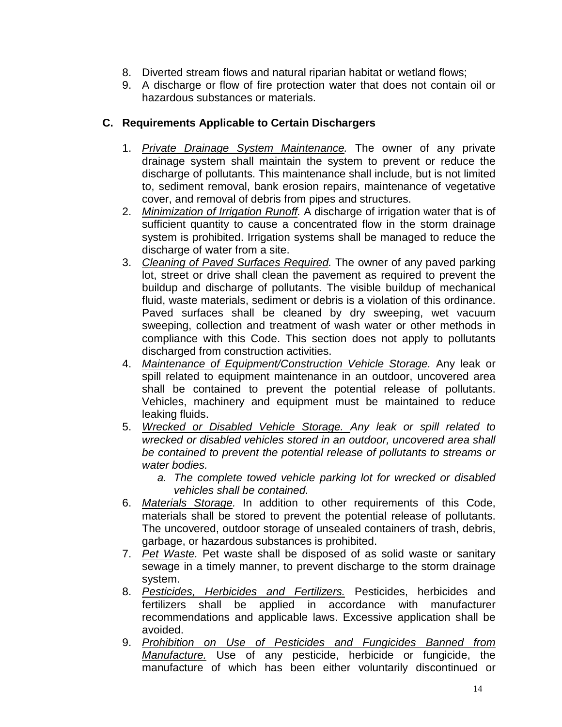8. Diverted stream flows and natural riparian habitat or wetland flows;
9. A discharge or flow of fire protection water that does not contain oil or hazardous substances or materials.

### C. Requirements Applicable to Certain Dischargers

1. *Private Drainage System Maintenance.* The owner of any private drainage system shall maintain the system to prevent or reduce the discharge of pollutants. This maintenance shall include, but is not limited to, sediment removal, bank erosion repairs, maintenance of vegetative cover, and removal of debris from pipes and structures.
2. *Minimization of Irrigation Runoff.* A discharge of irrigation water that is of sufficient quantity to cause a concentrated flow in the storm drainage system is prohibited. Irrigation systems shall be managed to reduce the discharge of water from a site.
3. *Cleaning of Paved Surfaces Required.* The owner of any paved parking lot, street or drive shall clean the pavement as required to prevent the buildup and discharge of pollutants. The visible buildup of mechanical fluid, waste materials, sediment or debris is a violation of this ordinance. Paved surfaces shall be cleaned by dry sweeping, wet vacuum sweeping, collection and treatment of wash water or other methods in compliance with this Code. This section does not apply to pollutants discharged from construction activities.
4. *Maintenance of Equipment/Construction Vehicle Storage.* Any leak or spill related to equipment maintenance in an outdoor, uncovered area shall be contained to prevent the potential release of pollutants. Vehicles, machinery and equipment must be maintained to reduce leaking fluids.
5. *Wrecked or Disabled Vehicle Storage. Any leak or spill related to wrecked or disabled vehicles stored in an outdoor, uncovered area shall be contained to prevent the potential release of pollutants to streams or water bodies.*
    a. *The complete towed vehicle parking lot for wrecked or disabled vehicles shall be contained.*
6. *Materials Storage.* In addition to other requirements of this Code, materials shall be stored to prevent the potential release of pollutants. The uncovered, outdoor storage of unsealed containers of trash, debris, garbage, or hazardous substances is prohibited.
7. *Pet Waste.* Pet waste shall be disposed of as solid waste or sanitary sewage in a timely manner, to prevent discharge to the storm drainage system.
8. *Pesticides, Herbicides and Fertilizers.* Pesticides, herbicides and fertilizers shall be applied in accordance with manufacturer recommendations and applicable laws. Excessive application shall be avoided.
9. *Prohibition on Use of Pesticides and Fungicides Banned from Manufacture.* Use of any pesticide, herbicide or fungicide, the manufacture of which has been either voluntarily discontinued or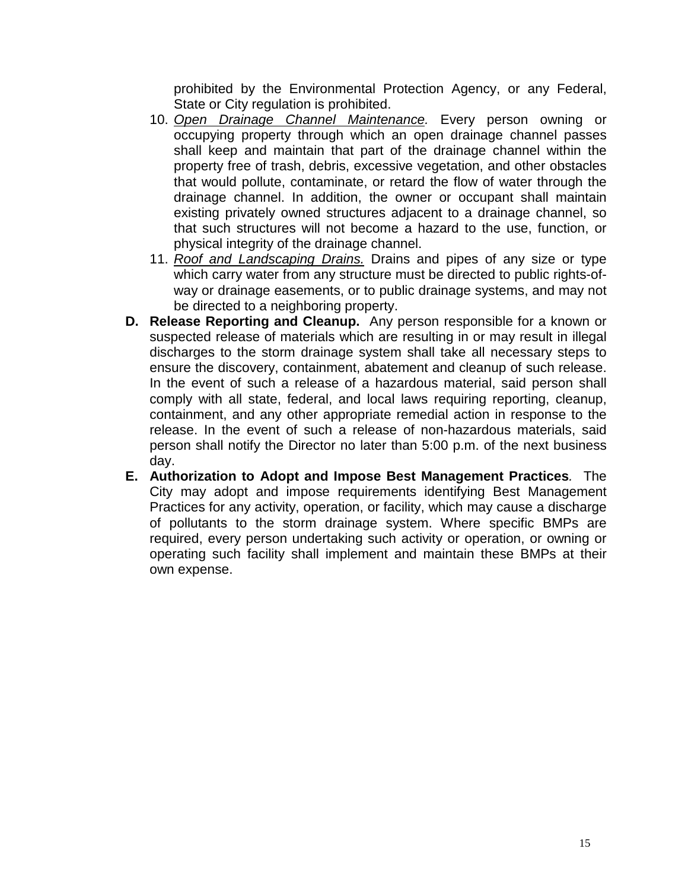prohibited by the Environmental Protection Agency, or any Federal, State or City regulation is prohibited.

10. *Open Drainage Channel Maintenance.* Every person owning or occupying property through which an open drainage channel passes shall keep and maintain that part of the drainage channel within the property free of trash, debris, excessive vegetation, and other obstacles that would pollute, contaminate, or retard the flow of water through the drainage channel. In addition, the owner or occupant shall maintain existing privately owned structures adjacent to a drainage channel, so that such structures will not become a hazard to the use, function, or physical integrity of the drainage channel.
11. *Roof and Landscaping Drains.* Drains and pipes of any size or type which carry water from any structure must be directed to public rights-of-way or drainage easements, or to public drainage systems, and may not be directed to a neighboring property.

**D. Release Reporting and Cleanup.** Any person responsible for a known or suspected release of materials which are resulting in or may result in illegal discharges to the storm drainage system shall take all necessary steps to ensure the discovery, containment, abatement and cleanup of such release. In the event of such a release of a hazardous material, said person shall comply with all state, federal, and local laws requiring reporting, cleanup, containment, and any other appropriate remedial action in response to the release. In the event of such a release of non-hazardous materials, said person shall notify the Director no later than 5:00 p.m. of the next business day.

**E. Authorization to Adopt and Impose Best Management Practices***.* The City may adopt and impose requirements identifying Best Management Practices for any activity, operation, or facility, which may cause a discharge of pollutants to the storm drainage system. Where specific BMPs are required, every person undertaking such activity or operation, or owning or operating such facility shall implement and maintain these BMPs at their own expense.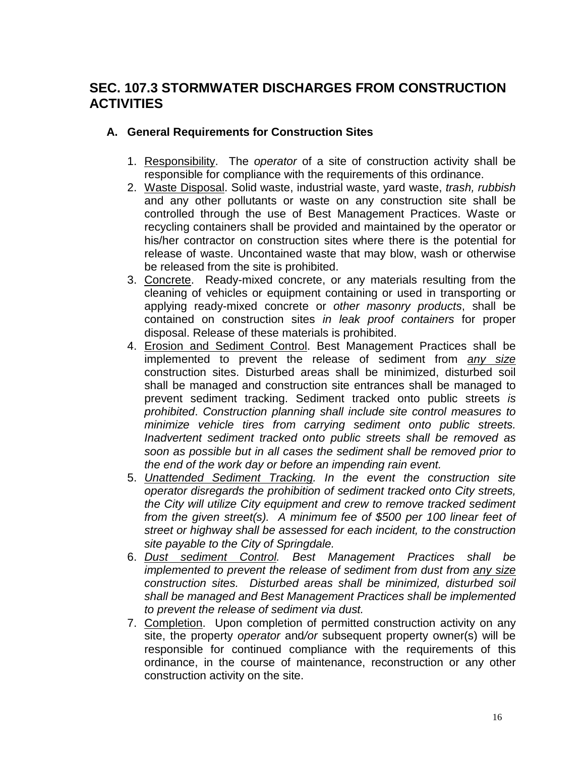## SEC. 107.3 STORMWATER DISCHARGES FROM CONSTRUCTION ACTIVITIES

### A. General Requirements for Construction Sites

1. Responsibility. The *operator* of a site of construction activity shall be responsible for compliance with the requirements of this ordinance.
2. Waste Disposal. Solid waste, industrial waste, yard waste, *trash, rubbish* and any other pollutants or waste on any construction site shall be controlled through the use of Best Management Practices. Waste or recycling containers shall be provided and maintained by the operator or his/her contractor on construction sites where there is the potential for release of waste. Uncontained waste that may blow, wash or otherwise be released from the site is prohibited.
3. Concrete. Ready-mixed concrete, or any materials resulting from the cleaning of vehicles or equipment containing or used in transporting or applying ready-mixed concrete or *other masonry products*, shall be contained on construction sites *in leak proof containers* for proper disposal. Release of these materials is prohibited.
4. Erosion and Sediment Control. Best Management Practices shall be implemented to prevent the release of sediment from *any size* construction sites. Disturbed areas shall be minimized, disturbed soil shall be managed and construction site entrances shall be managed to prevent sediment tracking. Sediment tracked onto public streets *is prohibited*. *Construction planning shall include site control measures to minimize vehicle tires from carrying sediment onto public streets. Inadvertent sediment tracked onto public streets shall be removed as soon as possible but in all cases the sediment shall be removed prior to the end of the work day or before an impending rain event.*
5. *Unattended Sediment Tracking. In the event the construction site operator disregards the prohibition of sediment tracked onto City streets, the City will utilize City equipment and crew to remove tracked sediment from the given street(s). A minimum fee of $500 per 100 linear feet of street or highway shall be assessed for each incident, to the construction site payable to the City of Springdale.*
6. *Dust sediment Control. Best Management Practices shall be implemented to prevent the release of sediment from dust from any size construction sites. Disturbed areas shall be minimized, disturbed soil shall be managed and Best Management Practices shall be implemented to prevent the release of sediment via dust.*
7. Completion. Upon completion of permitted construction activity on any site, the property *operator* and*/or* subsequent property owner(s) will be responsible for continued compliance with the requirements of this ordinance, in the course of maintenance, reconstruction or any other construction activity on the site.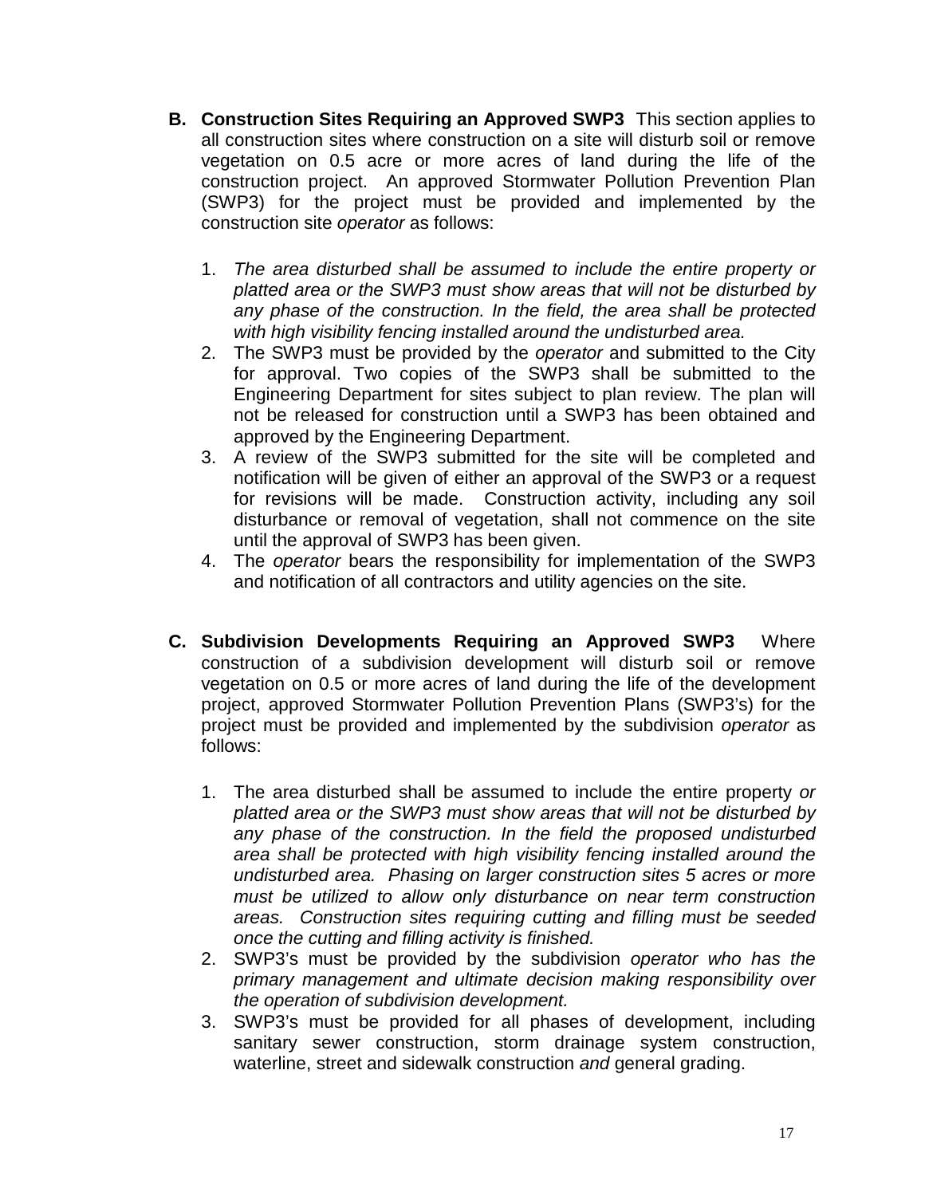**B. Construction Sites Requiring an Approved SWP3** This section applies to all construction sites where construction on a site will disturb soil or remove vegetation on 0.5 acre or more acres of land during the life of the construction project. An approved Stormwater Pollution Prevention Plan (SWP3) for the project must be provided and implemented by the construction site *operator* as follows:

1. *The area disturbed shall be assumed to include the entire property or platted area or the SWP3 must show areas that will not be disturbed by any phase of the construction. In the field, the area shall be protected with high visibility fencing installed around the undisturbed area.*
2. The SWP3 must be provided by the *operator* and submitted to the City for approval. Two copies of the SWP3 shall be submitted to the Engineering Department for sites subject to plan review. The plan will not be released for construction until a SWP3 has been obtained and approved by the Engineering Department.
3. A review of the SWP3 submitted for the site will be completed and notification will be given of either an approval of the SWP3 or a request for revisions will be made. Construction activity, including any soil disturbance or removal of vegetation, shall not commence on the site until the approval of SWP3 has been given.
4. The *operator* bears the responsibility for implementation of the SWP3 and notification of all contractors and utility agencies on the site.

**C. Subdivision Developments Requiring an Approved SWP3** Where construction of a subdivision development will disturb soil or remove vegetation on 0.5 or more acres of land during the life of the development project, approved Stormwater Pollution Prevention Plans (SWP3's) for the project must be provided and implemented by the subdivision *operator* as follows:

1. The area disturbed shall be assumed to include the entire property *or platted area or the SWP3 must show areas that will not be disturbed by any phase of the construction. In the field the proposed undisturbed area shall be protected with high visibility fencing installed around the undisturbed area. Phasing on larger construction sites 5 acres or more must be utilized to allow only disturbance on near term construction areas. Construction sites requiring cutting and filling must be seeded once the cutting and filling activity is finished.*
2. SWP3's must be provided by the subdivision *operator who has the primary management and ultimate decision making responsibility over the operation of subdivision development.*
3. SWP3's must be provided for all phases of development, including sanitary sewer construction, storm drainage system construction, waterline, street and sidewalk construction *and* general grading.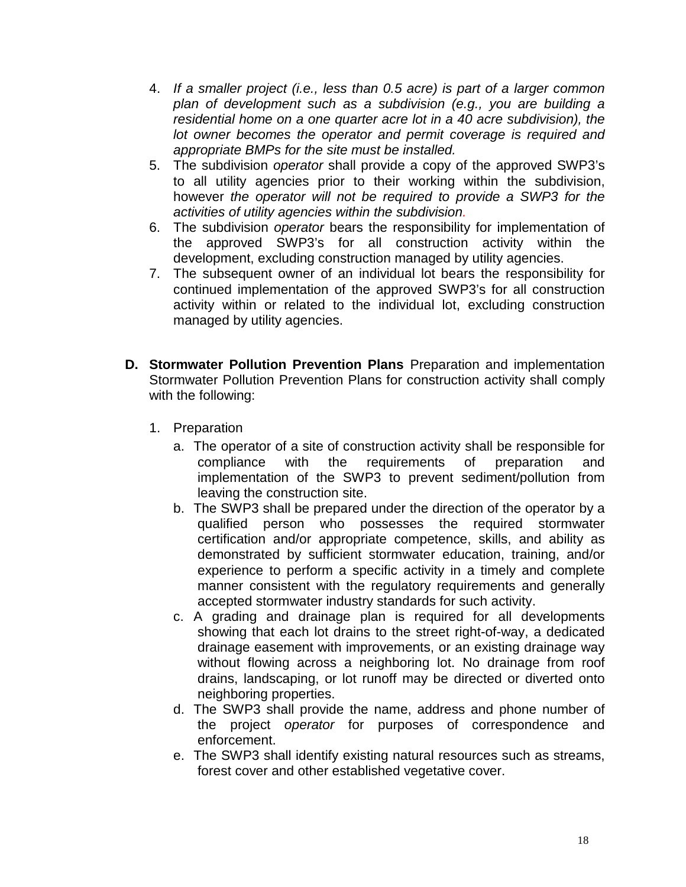4. *If a smaller project (i.e., less than 0.5 acre) is part of a larger common plan of development such as a subdivision (e.g., you are building a residential home on a one quarter acre lot in a 40 acre subdivision), the lot owner becomes the operator and permit coverage is required and appropriate BMPs for the site must be installed.*
5. The subdivision *operator* shall provide a copy of the approved SWP3's to all utility agencies prior to their working within the subdivision, however *the operator will not be required to provide a SWP3 for the activities of utility agencies within the subdivision.*
6. The subdivision *operator* bears the responsibility for implementation of the approved SWP3's for all construction activity within the development, excluding construction managed by utility agencies.
7. The subsequent owner of an individual lot bears the responsibility for continued implementation of the approved SWP3's for all construction activity within or related to the individual lot, excluding construction managed by utility agencies.

**D. Stormwater Pollution Prevention Plans** Preparation and implementation Stormwater Pollution Prevention Plans for construction activity shall comply with the following:

1. Preparation
   a. The operator of a site of construction activity shall be responsible for compliance with the requirements of preparation and implementation of the SWP3 to prevent sediment/pollution from leaving the construction site.
   b. The SWP3 shall be prepared under the direction of the operator by a qualified person who possesses the required stormwater certification and/or appropriate competence, skills, and ability as demonstrated by sufficient stormwater education, training, and/or experience to perform a specific activity in a timely and complete manner consistent with the regulatory requirements and generally accepted stormwater industry standards for such activity.
   c. A grading and drainage plan is required for all developments showing that each lot drains to the street right-of-way, a dedicated drainage easement with improvements, or an existing drainage way without flowing across a neighboring lot. No drainage from roof drains, landscaping, or lot runoff may be directed or diverted onto neighboring properties.
   d. The SWP3 shall provide the name, address and phone number of the project *operator* for purposes of correspondence and enforcement.
   e. The SWP3 shall identify existing natural resources such as streams, forest cover and other established vegetative cover.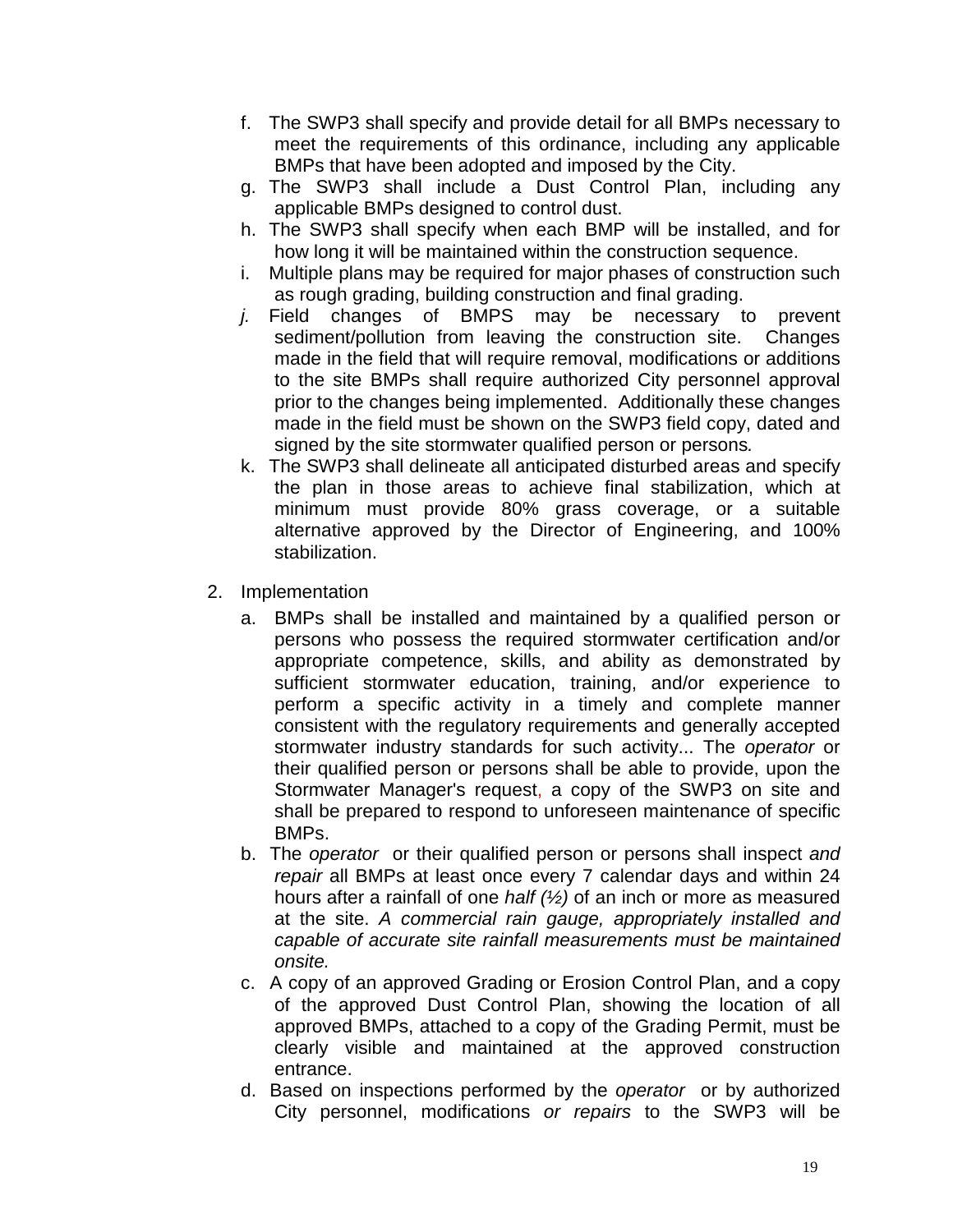f. The SWP3 shall specify and provide detail for all BMPs necessary to meet the requirements of this ordinance, including any applicable BMPs that have been adopted and imposed by the City.

g. The SWP3 shall include a Dust Control Plan, including any applicable BMPs designed to control dust.

h. The SWP3 shall specify when each BMP will be installed, and for how long it will be maintained within the construction sequence.

i. Multiple plans may be required for major phases of construction such as rough grading, building construction and final grading.

*j.* Field changes of BMPS may be necessary to prevent sediment/pollution from leaving the construction site. Changes made in the field that will require removal, modifications or additions to the site BMPs shall require authorized City personnel approval prior to the changes being implemented. Additionally these changes made in the field must be shown on the SWP3 field copy, dated and signed by the site stormwater qualified person or persons.

k. The SWP3 shall delineate all anticipated disturbed areas and specify the plan in those areas to achieve final stabilization, which at minimum must provide 80% grass coverage, or a suitable alternative approved by the Director of Engineering, and 100% stabilization.

2. Implementation

   a. BMPs shall be installed and maintained by a qualified person or persons who possess the required stormwater certification and/or appropriate competence, skills, and ability as demonstrated by sufficient stormwater education, training, and/or experience to perform a specific activity in a timely and complete manner consistent with the regulatory requirements and generally accepted stormwater industry standards for such activity... The *operator* or their qualified person or persons shall be able to provide, upon the Stormwater Manager's request, a copy of the SWP3 on site and shall be prepared to respond to unforeseen maintenance of specific BMPs.

   b. The *operator* or their qualified person or persons shall inspect *and repair* all BMPs at least once every 7 calendar days and within 24 hours after a rainfall of one *half (½)* of an inch or more as measured at the site. *A commercial rain gauge, appropriately installed and capable of accurate site rainfall measurements must be maintained onsite.*

   c. A copy of an approved Grading or Erosion Control Plan, and a copy of the approved Dust Control Plan, showing the location of all approved BMPs, attached to a copy of the Grading Permit, must be clearly visible and maintained at the approved construction entrance.

   d. Based on inspections performed by the *operator* or by authorized City personnel, modifications *or repairs* to the SWP3 will be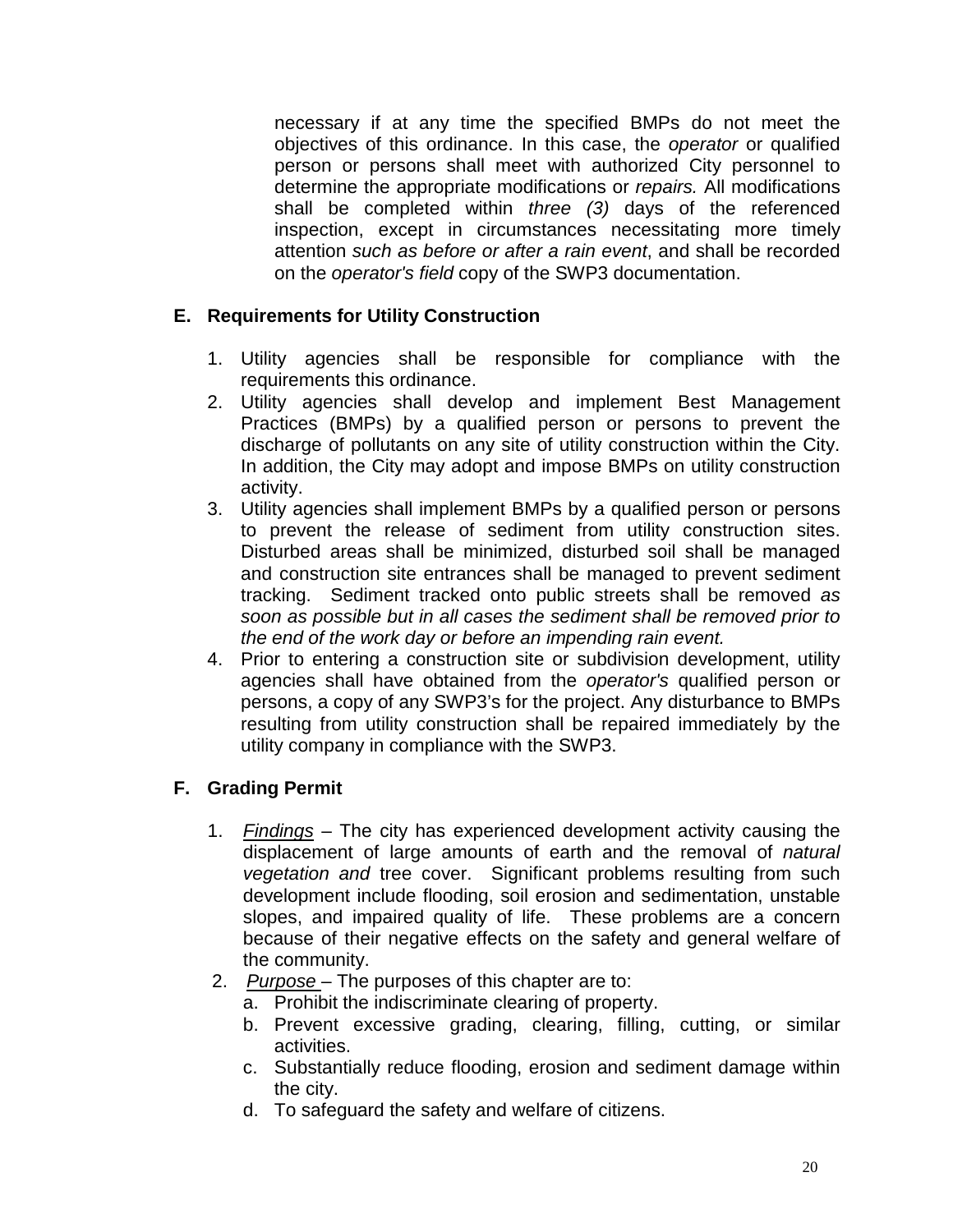necessary if at any time the specified BMPs do not meet the objectives of this ordinance. In this case, the *operator* or qualified person or persons shall meet with authorized City personnel to determine the appropriate modifications or *repairs.* All modifications shall be completed within *three (3)* days of the referenced inspection, except in circumstances necessitating more timely attention *such as before or after a rain event*, and shall be recorded on the *operator's field* copy of the SWP3 documentation.

## E. Requirements for Utility Construction

1. Utility agencies shall be responsible for compliance with the requirements this ordinance.
2. Utility agencies shall develop and implement Best Management Practices (BMPs) by a qualified person or persons to prevent the discharge of pollutants on any site of utility construction within the City. In addition, the City may adopt and impose BMPs on utility construction activity.
3. Utility agencies shall implement BMPs by a qualified person or persons to prevent the release of sediment from utility construction sites. Disturbed areas shall be minimized, disturbed soil shall be managed and construction site entrances shall be managed to prevent sediment tracking. Sediment tracked onto public streets shall be removed *as soon as possible but in all cases the sediment shall be removed prior to the end of the work day or before an impending rain event.*
4. Prior to entering a construction site or subdivision development, utility agencies shall have obtained from the *operator's* qualified person or persons, a copy of any SWP3's for the project. Any disturbance to BMPs resulting from utility construction shall be repaired immediately by the utility company in compliance with the SWP3.

## F. Grading Permit

1. *Findings* – The city has experienced development activity causing the displacement of large amounts of earth and the removal of *natural vegetation and* tree cover. Significant problems resulting from such development include flooding, soil erosion and sedimentation, unstable slopes, and impaired quality of life. These problems are a concern because of their negative effects on the safety and general welfare of the community.
2. *Purpose* – The purposes of this chapter are to:
   a. Prohibit the indiscriminate clearing of property.
   b. Prevent excessive grading, clearing, filling, cutting, or similar activities.
   c. Substantially reduce flooding, erosion and sediment damage within the city.
   d. To safeguard the safety and welfare of citizens.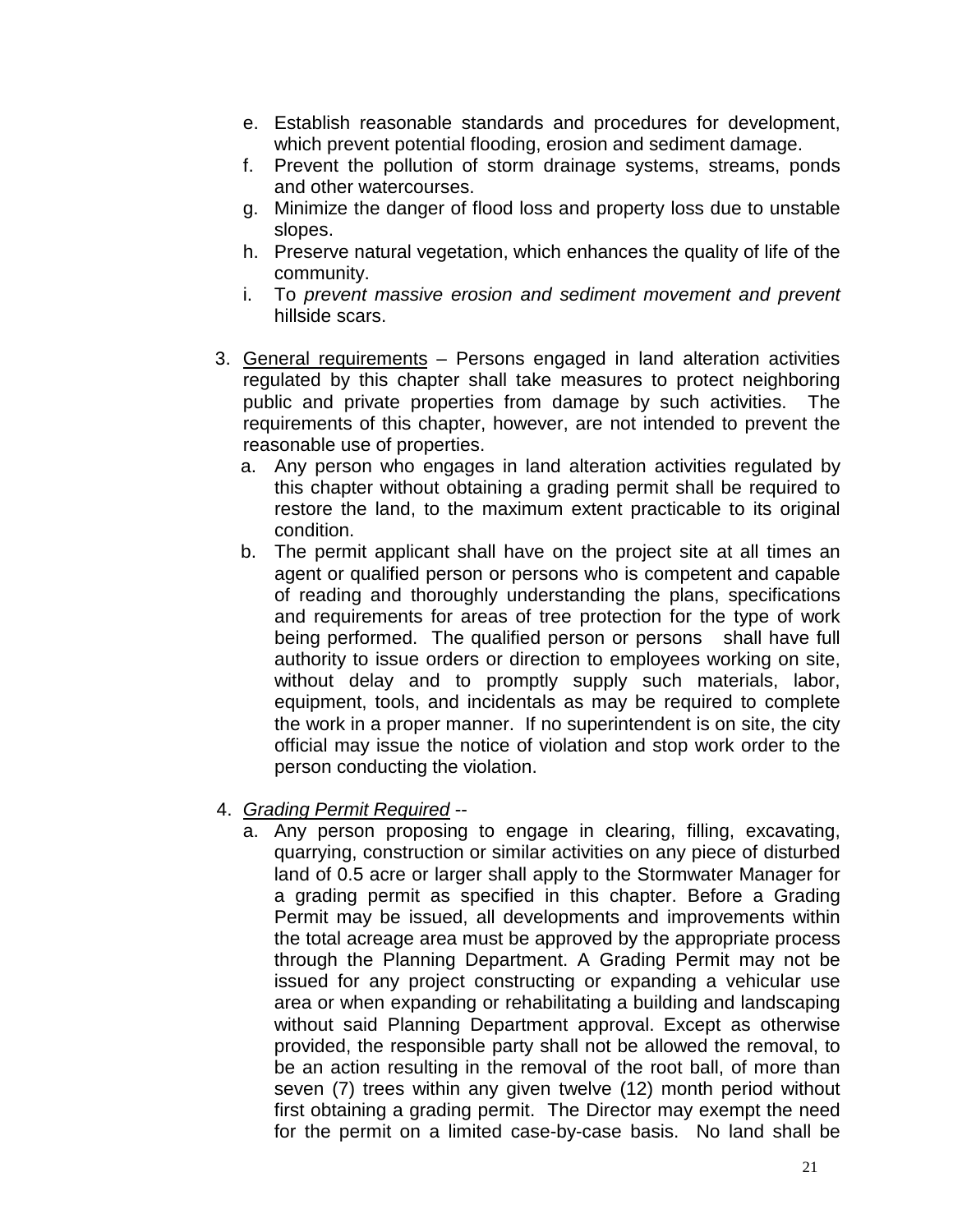e. Establish reasonable standards and procedures for development, which prevent potential flooding, erosion and sediment damage.
f. Prevent the pollution of storm drainage systems, streams, ponds and other watercourses.
g. Minimize the danger of flood loss and property loss due to unstable slopes.
h. Preserve natural vegetation, which enhances the quality of life of the community.
i. To *prevent massive erosion and sediment movement and prevent* hillside scars.

3. General requirements – Persons engaged in land alteration activities regulated by this chapter shall take measures to protect neighboring public and private properties from damage by such activities. The requirements of this chapter, however, are not intended to prevent the reasonable use of properties.
   a. Any person who engages in land alteration activities regulated by this chapter without obtaining a grading permit shall be required to restore the land, to the maximum extent practicable to its original condition.
   b. The permit applicant shall have on the project site at all times an agent or qualified person or persons who is competent and capable of reading and thoroughly understanding the plans, specifications and requirements for areas of tree protection for the type of work being performed. The qualified person or persons shall have full authority to issue orders or direction to employees working on site, without delay and to promptly supply such materials, labor, equipment, tools, and incidentals as may be required to complete the work in a proper manner. If no superintendent is on site, the city official may issue the notice of violation and stop work order to the person conducting the violation.

4. *Grading Permit Required* --
   a. Any person proposing to engage in clearing, filling, excavating, quarrying, construction or similar activities on any piece of disturbed land of 0.5 acre or larger shall apply to the Stormwater Manager for a grading permit as specified in this chapter. Before a Grading Permit may be issued, all developments and improvements within the total acreage area must be approved by the appropriate process through the Planning Department. A Grading Permit may not be issued for any project constructing or expanding a vehicular use area or when expanding or rehabilitating a building and landscaping without said Planning Department approval. Except as otherwise provided, the responsible party shall not be allowed the removal, to be an action resulting in the removal of the root ball, of more than seven (7) trees within any given twelve (12) month period without first obtaining a grading permit. The Director may exempt the need for the permit on a limited case-by-case basis. No land shall be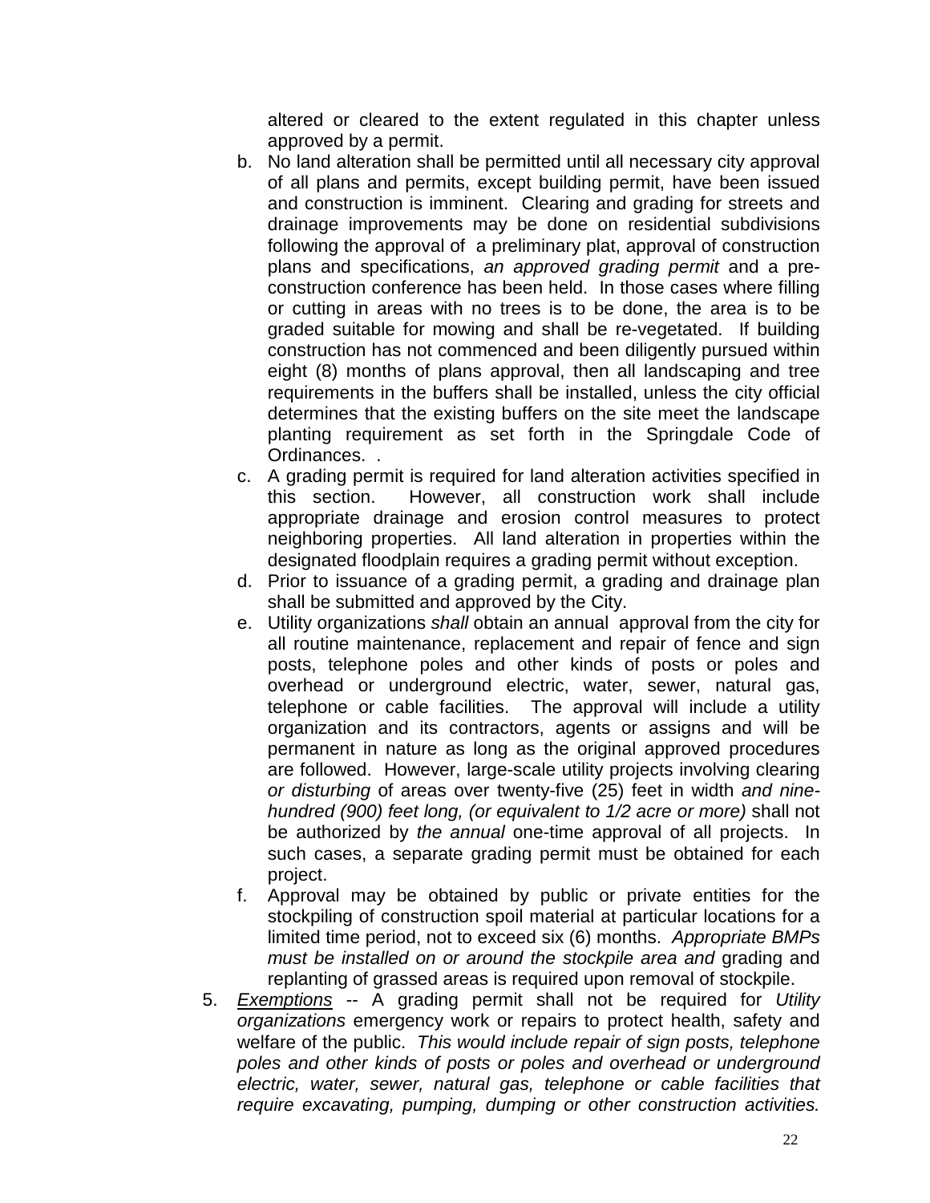altered or cleared to the extent regulated in this chapter unless approved by a permit.

b. No land alteration shall be permitted until all necessary city approval of all plans and permits, except building permit, have been issued and construction is imminent. Clearing and grading for streets and drainage improvements may be done on residential subdivisions following the approval of a preliminary plat, approval of construction plans and specifications, *an approved grading permit* and a pre-construction conference has been held. In those cases where filling or cutting in areas with no trees is to be done, the area is to be graded suitable for mowing and shall be re-vegetated. If building construction has not commenced and been diligently pursued within eight (8) months of plans approval, then all landscaping and tree requirements in the buffers shall be installed, unless the city official determines that the existing buffers on the site meet the landscape planting requirement as set forth in the Springdale Code of Ordinances. .

c. A grading permit is required for land alteration activities specified in this section. However, all construction work shall include appropriate drainage and erosion control measures to protect neighboring properties. All land alteration in properties within the designated floodplain requires a grading permit without exception.

d. Prior to issuance of a grading permit, a grading and drainage plan shall be submitted and approved by the City.

e. Utility organizations *shall* obtain an annual approval from the city for all routine maintenance, replacement and repair of fence and sign posts, telephone poles and other kinds of posts or poles and overhead or underground electric, water, sewer, natural gas, telephone or cable facilities. The approval will include a utility organization and its contractors, agents or assigns and will be permanent in nature as long as the original approved procedures are followed. However, large-scale utility projects involving clearing *or disturbing* of areas over twenty-five (25) feet in width *and nine-hundred (900) feet long, (or equivalent to 1/2 acre or more)* shall not be authorized by *the annual* one-time approval of all projects. In such cases, a separate grading permit must be obtained for each project.

f. Approval may be obtained by public or private entities for the stockpiling of construction spoil material at particular locations for a limited time period, not to exceed six (6) months. *Appropriate BMPs must be installed on or around the stockpile area and* grading and replanting of grassed areas is required upon removal of stockpile.

5. *Exemptions* -- A grading permit shall not be required for *Utility organizations* emergency work or repairs to protect health, safety and welfare of the public. *This would include repair of sign posts, telephone poles and other kinds of posts or poles and overhead or underground electric, water, sewer, natural gas, telephone or cable facilities that require excavating, pumping, dumping or other construction activities.*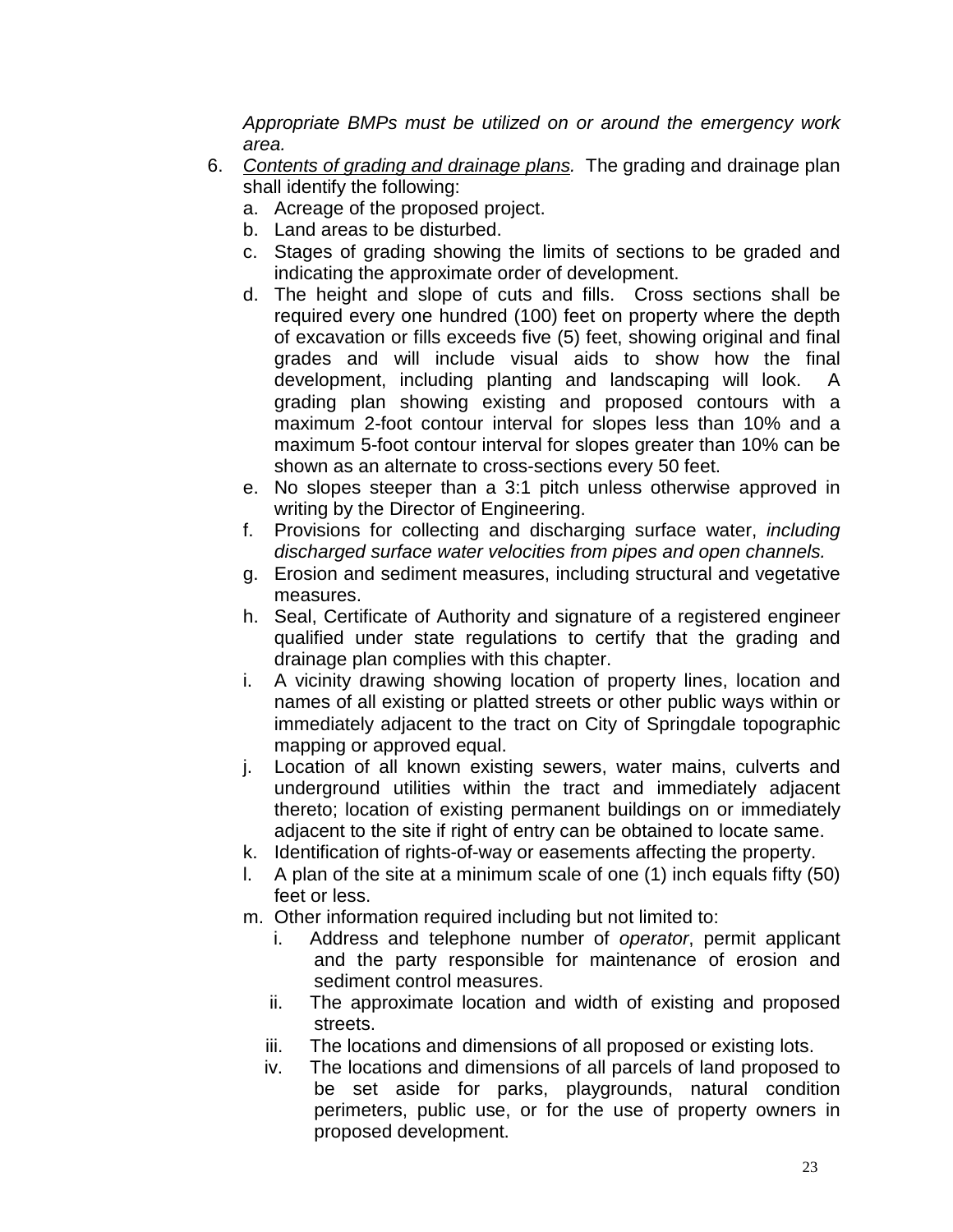*Appropriate BMPs must be utilized on or around the emergency work area.*

6. Contents of grading and drainage plans. The grading and drainage plan shall identify the following:
   a. Acreage of the proposed project.
   b. Land areas to be disturbed.
   c. Stages of grading showing the limits of sections to be graded and indicating the approximate order of development.
   d. The height and slope of cuts and fills. Cross sections shall be required every one hundred (100) feet on property where the depth of excavation or fills exceeds five (5) feet, showing original and final grades and will include visual aids to show how the final development, including planting and landscaping will look. A grading plan showing existing and proposed contours with a maximum 2-foot contour interval for slopes less than 10% and a maximum 5-foot contour interval for slopes greater than 10% can be shown as an alternate to cross-sections every 50 feet.
   e. No slopes steeper than a 3:1 pitch unless otherwise approved in writing by the Director of Engineering.
   f. Provisions for collecting and discharging surface water, *including discharged surface water velocities from pipes and open channels.*
   g. Erosion and sediment measures, including structural and vegetative measures.
   h. Seal, Certificate of Authority and signature of a registered engineer qualified under state regulations to certify that the grading and drainage plan complies with this chapter.
   i. A vicinity drawing showing location of property lines, location and names of all existing or platted streets or other public ways within or immediately adjacent to the tract on City of Springdale topographic mapping or approved equal.
   j. Location of all known existing sewers, water mains, culverts and underground utilities within the tract and immediately adjacent thereto; location of existing permanent buildings on or immediately adjacent to the site if right of entry can be obtained to locate same.
   k. Identification of rights-of-way or easements affecting the property.
   l. A plan of the site at a minimum scale of one (1) inch equals fifty (50) feet or less.
   m. Other information required including but not limited to:
      i. Address and telephone number of *operator*, permit applicant and the party responsible for maintenance of erosion and sediment control measures.
      ii. The approximate location and width of existing and proposed streets.
      iii. The locations and dimensions of all proposed or existing lots.
      iv. The locations and dimensions of all parcels of land proposed to be set aside for parks, playgrounds, natural condition perimeters, public use, or for the use of property owners in proposed development.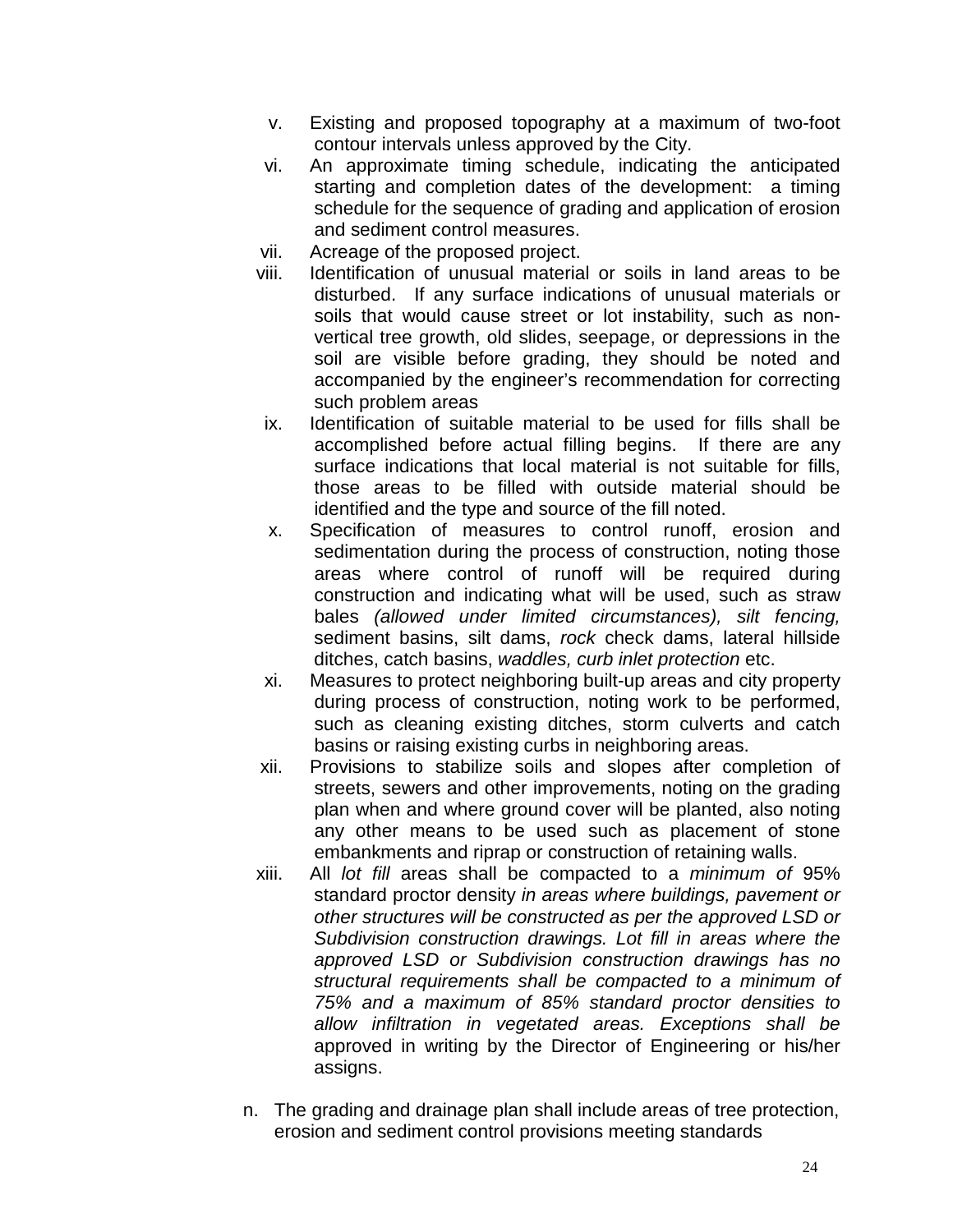v. Existing and proposed topography at a maximum of two-foot contour intervals unless approved by the City.

vi. An approximate timing schedule, indicating the anticipated starting and completion dates of the development: a timing schedule for the sequence of grading and application of erosion and sediment control measures.

vii. Acreage of the proposed project.

viii. Identification of unusual material or soils in land areas to be disturbed. If any surface indications of unusual materials or soils that would cause street or lot instability, such as non-vertical tree growth, old slides, seepage, or depressions in the soil are visible before grading, they should be noted and accompanied by the engineer's recommendation for correcting such problem areas

ix. Identification of suitable material to be used for fills shall be accomplished before actual filling begins. If there are any surface indications that local material is not suitable for fills, those areas to be filled with outside material should be identified and the type and source of the fill noted.

x. Specification of measures to control runoff, erosion and sedimentation during the process of construction, noting those areas where control of runoff will be required during construction and indicating what will be used, such as straw bales *(allowed under limited circumstances), silt fencing,* sediment basins, silt dams, *rock* check dams, lateral hillside ditches, catch basins, *waddles, curb inlet protection* etc.

xi. Measures to protect neighboring built-up areas and city property during process of construction, noting work to be performed, such as cleaning existing ditches, storm culverts and catch basins or raising existing curbs in neighboring areas.

xii. Provisions to stabilize soils and slopes after completion of streets, sewers and other improvements, noting on the grading plan when and where ground cover will be planted, also noting any other means to be used such as placement of stone embankments and riprap or construction of retaining walls.

xiii. All *lot fill* areas shall be compacted to a *minimum of* 95% standard proctor density *in areas where buildings, pavement or other structures will be constructed as per the approved LSD or Subdivision construction drawings. Lot fill in areas where the approved LSD or Subdivision construction drawings has no structural requirements shall be compacted to a minimum of 75% and a maximum of 85% standard proctor densities to allow infiltration in vegetated areas. Exceptions shall be* approved in writing by the Director of Engineering or his/her assigns.

n. The grading and drainage plan shall include areas of tree protection, erosion and sediment control provisions meeting standards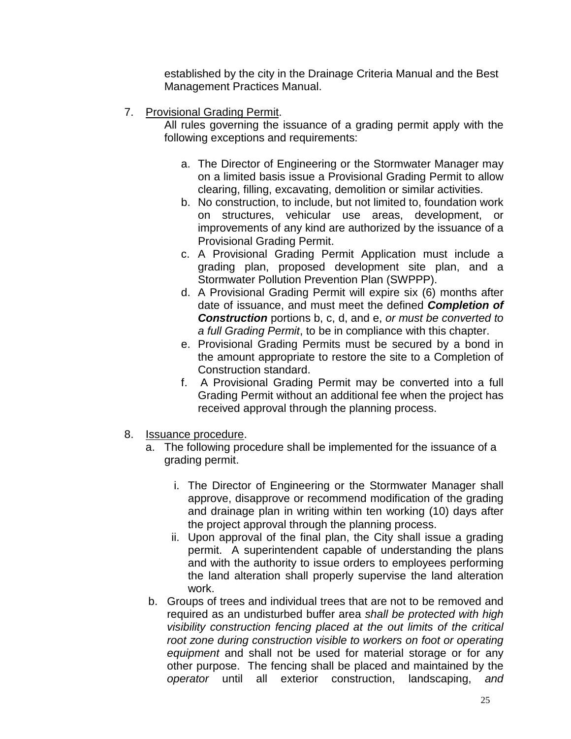established by the city in the Drainage Criteria Manual and the Best Management Practices Manual.

7. Provisional Grading Permit.

   All rules governing the issuance of a grading permit apply with the following exceptions and requirements:

   a. The Director of Engineering or the Stormwater Manager may on a limited basis issue a Provisional Grading Permit to allow clearing, filling, excavating, demolition or similar activities.
   b. No construction, to include, but not limited to, foundation work on structures, vehicular use areas, development, or improvements of any kind are authorized by the issuance of a Provisional Grading Permit.
   c. A Provisional Grading Permit Application must include a grading plan, proposed development site plan, and a Stormwater Pollution Prevention Plan (SWPPP).
   d. A Provisional Grading Permit will expire six (6) months after date of issuance, and must meet the defined ***Completion of Construction*** portions b, c, d, and e, *or must be converted to a full Grading Permit*, to be in compliance with this chapter.
   e. Provisional Grading Permits must be secured by a bond in the amount appropriate to restore the site to a Completion of Construction standard.
   f. A Provisional Grading Permit may be converted into a full Grading Permit without an additional fee when the project has received approval through the planning process.

8. Issuance procedure.

   a. The following procedure shall be implemented for the issuance of a grading permit.

      i. The Director of Engineering or the Stormwater Manager shall approve, disapprove or recommend modification of the grading and drainage plan in writing within ten working (10) days after the project approval through the planning process.
      ii. Upon approval of the final plan, the City shall issue a grading permit. A superintendent capable of understanding the plans and with the authority to issue orders to employees performing the land alteration shall properly supervise the land alteration work.

   b. Groups of trees and individual trees that are not to be removed and required as an undisturbed buffer area *shall be protected with high visibility construction fencing placed at the out limits of the critical root zone during construction visible to workers on foot or operating equipment* and shall not be used for material storage or for any other purpose. The fencing shall be placed and maintained by the *operator* until all exterior construction, landscaping, *and*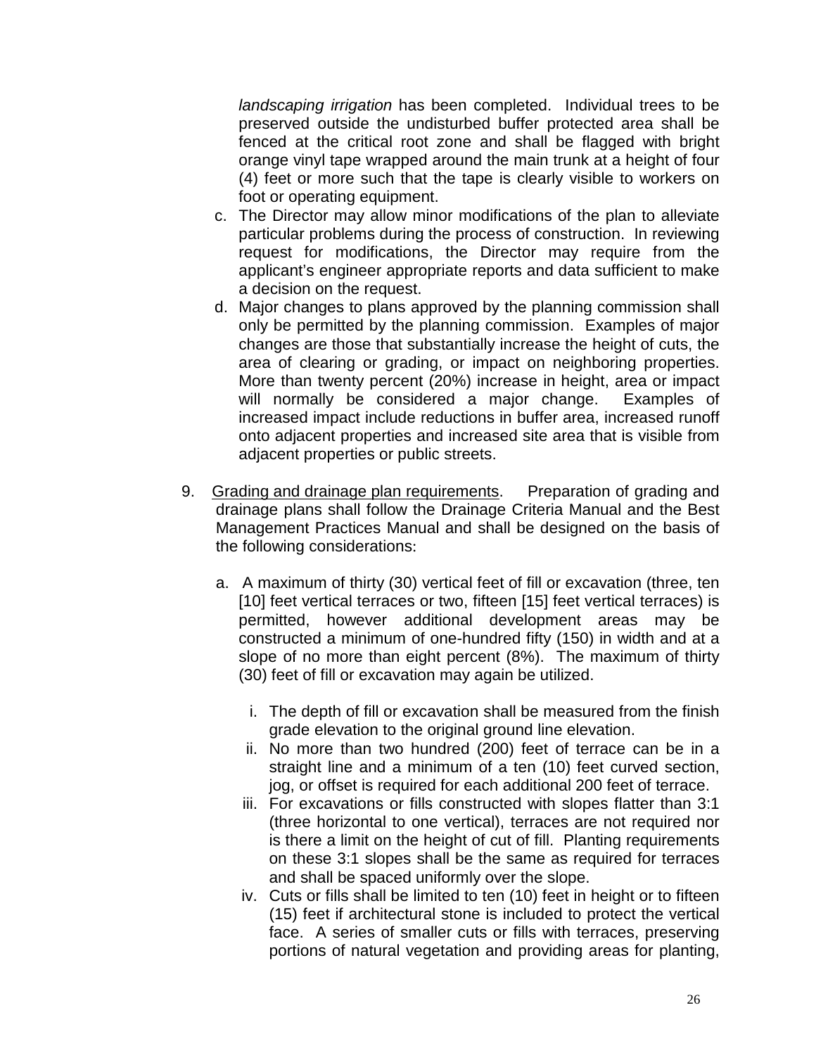*landscaping irrigation* has been completed. Individual trees to be preserved outside the undisturbed buffer protected area shall be fenced at the critical root zone and shall be flagged with bright orange vinyl tape wrapped around the main trunk at a height of four (4) feet or more such that the tape is clearly visible to workers on foot or operating equipment.

c. The Director may allow minor modifications of the plan to alleviate particular problems during the process of construction. In reviewing request for modifications, the Director may require from the applicant's engineer appropriate reports and data sufficient to make a decision on the request.

d. Major changes to plans approved by the planning commission shall only be permitted by the planning commission. Examples of major changes are those that substantially increase the height of cuts, the area of clearing or grading, or impact on neighboring properties. More than twenty percent (20%) increase in height, area or impact will normally be considered a major change. Examples of increased impact include reductions in buffer area, increased runoff onto adjacent properties and increased site area that is visible from adjacent properties or public streets.

9. Grading and drainage plan requirements. Preparation of grading and drainage plans shall follow the Drainage Criteria Manual and the Best Management Practices Manual and shall be designed on the basis of the following considerations:

   a. A maximum of thirty (30) vertical feet of fill or excavation (three, ten [10] feet vertical terraces or two, fifteen [15] feet vertical terraces) is permitted, however additional development areas may be constructed a minimum of one-hundred fifty (150) in width and at a slope of no more than eight percent (8%). The maximum of thirty (30) feet of fill or excavation may again be utilized.

      i. The depth of fill or excavation shall be measured from the finish grade elevation to the original ground line elevation.
      ii. No more than two hundred (200) feet of terrace can be in a straight line and a minimum of a ten (10) feet curved section, jog, or offset is required for each additional 200 feet of terrace.
      iii. For excavations or fills constructed with slopes flatter than 3:1 (three horizontal to one vertical), terraces are not required nor is there a limit on the height of cut of fill. Planting requirements on these 3:1 slopes shall be the same as required for terraces and shall be spaced uniformly over the slope.
      iv. Cuts or fills shall be limited to ten (10) feet in height or to fifteen (15) feet if architectural stone is included to protect the vertical face. A series of smaller cuts or fills with terraces, preserving portions of natural vegetation and providing areas for planting,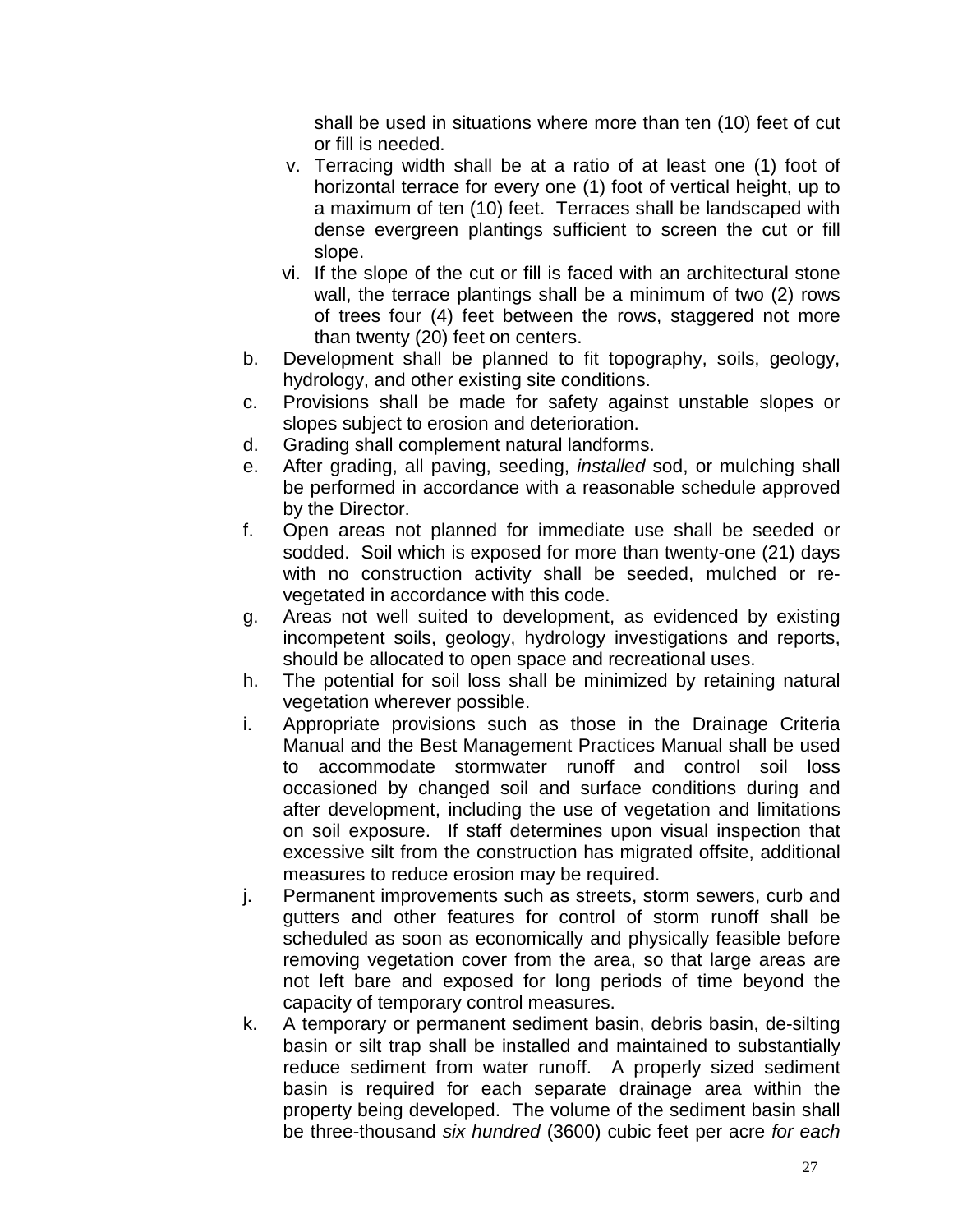shall be used in situations where more than ten (10) feet of cut or fill is needed.

v. Terracing width shall be at a ratio of at least one (1) foot of horizontal terrace for every one (1) foot of vertical height, up to a maximum of ten (10) feet. Terraces shall be landscaped with dense evergreen plantings sufficient to screen the cut or fill slope.

vi. If the slope of the cut or fill is faced with an architectural stone wall, the terrace plantings shall be a minimum of two (2) rows of trees four (4) feet between the rows, staggered not more than twenty (20) feet on centers.

b. Development shall be planned to fit topography, soils, geology, hydrology, and other existing site conditions.

c. Provisions shall be made for safety against unstable slopes or slopes subject to erosion and deterioration.

d. Grading shall complement natural landforms.

e. After grading, all paving, seeding, *installed* sod, or mulching shall be performed in accordance with a reasonable schedule approved by the Director.

f. Open areas not planned for immediate use shall be seeded or sodded. Soil which is exposed for more than twenty-one (21) days with no construction activity shall be seeded, mulched or re-vegetated in accordance with this code.

g. Areas not well suited to development, as evidenced by existing incompetent soils, geology, hydrology investigations and reports, should be allocated to open space and recreational uses.

h. The potential for soil loss shall be minimized by retaining natural vegetation wherever possible.

i. Appropriate provisions such as those in the Drainage Criteria Manual and the Best Management Practices Manual shall be used to accommodate stormwater runoff and control soil loss occasioned by changed soil and surface conditions during and after development, including the use of vegetation and limitations on soil exposure. If staff determines upon visual inspection that excessive silt from the construction has migrated offsite, additional measures to reduce erosion may be required.

j. Permanent improvements such as streets, storm sewers, curb and gutters and other features for control of storm runoff shall be scheduled as soon as economically and physically feasible before removing vegetation cover from the area, so that large areas are not left bare and exposed for long periods of time beyond the capacity of temporary control measures.

k. A temporary or permanent sediment basin, debris basin, de-silting basin or silt trap shall be installed and maintained to substantially reduce sediment from water runoff. A properly sized sediment basin is required for each separate drainage area within the property being developed. The volume of the sediment basin shall be three-thousand *six hundred* (3600) cubic feet per acre *for each*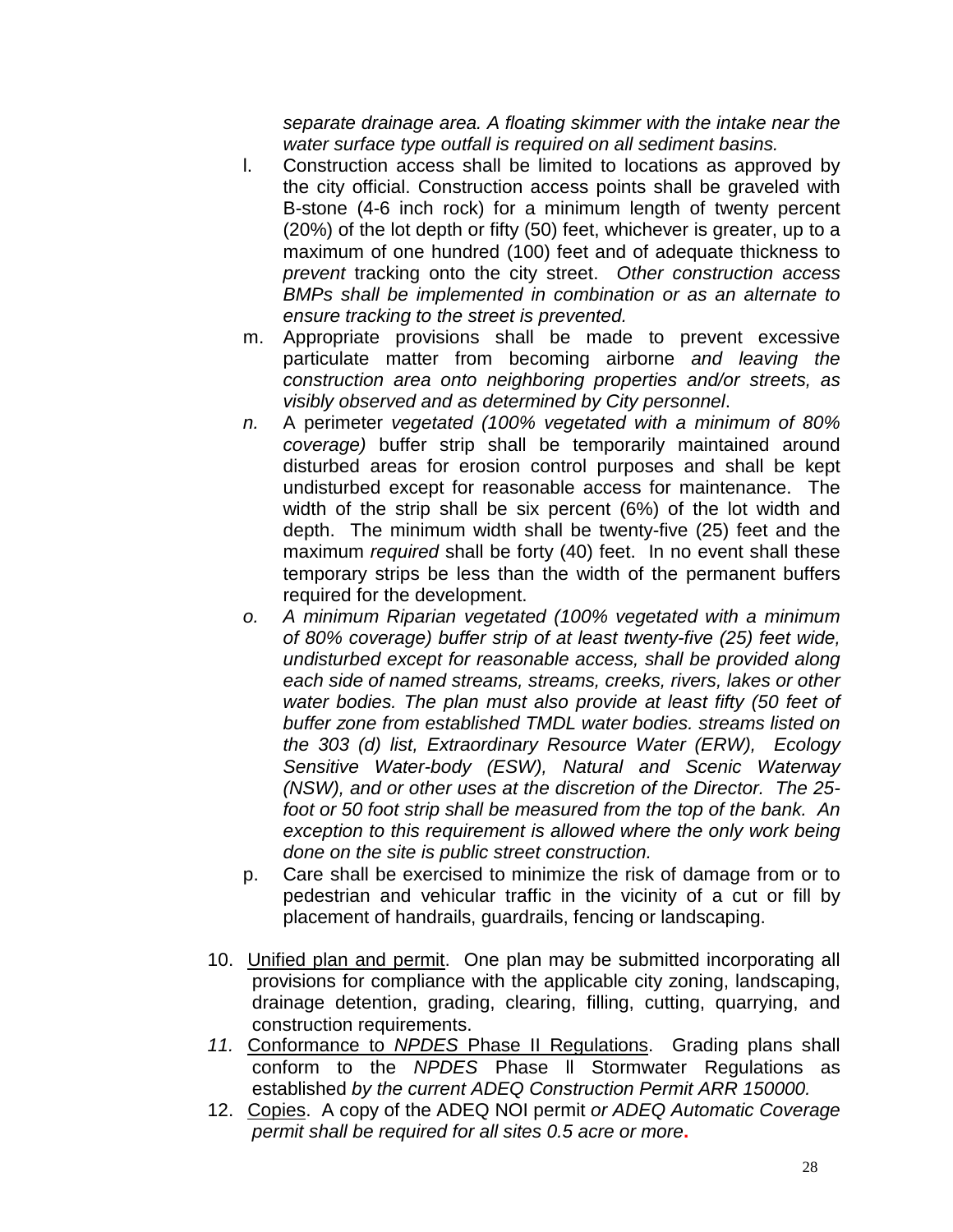*separate drainage area. A floating skimmer with the intake near the water surface type outfall is required on all sediment basins.*

l. Construction access shall be limited to locations as approved by the city official. Construction access points shall be graveled with B-stone (4-6 inch rock) for a minimum length of twenty percent (20%) of the lot depth or fifty (50) feet, whichever is greater, up to a maximum of one hundred (100) feet and of adequate thickness to *prevent* tracking onto the city street. *Other construction access BMPs shall be implemented in combination or as an alternate to ensure tracking to the street is prevented.*

m. Appropriate provisions shall be made to prevent excessive particulate matter from becoming airborne *and leaving the construction area onto neighboring properties and/or streets, as visibly observed and as determined by City personnel*.

*n.* A perimeter *vegetated (100% vegetated with a minimum of 80% coverage)* buffer strip shall be temporarily maintained around disturbed areas for erosion control purposes and shall be kept undisturbed except for reasonable access for maintenance. The width of the strip shall be six percent (6%) of the lot width and depth. The minimum width shall be twenty-five (25) feet and the maximum *required* shall be forty (40) feet. In no event shall these temporary strips be less than the width of the permanent buffers required for the development.

*o. A minimum Riparian vegetated (100% vegetated with a minimum of 80% coverage) buffer strip of at least twenty-five (25) feet wide, undisturbed except for reasonable access, shall be provided along each side of named streams, streams, creeks, rivers, lakes or other water bodies. The plan must also provide at least fifty (50 feet of buffer zone from established TMDL water bodies. streams listed on the 303 (d) list, Extraordinary Resource Water (ERW), Ecology Sensitive Water-body (ESW), Natural and Scenic Waterway (NSW), and or other uses at the discretion of the Director. The 25-foot or 50 foot strip shall be measured from the top of the bank. An exception to this requirement is allowed where the only work being done on the site is public street construction.*

p. Care shall be exercised to minimize the risk of damage from or to pedestrian and vehicular traffic in the vicinity of a cut or fill by placement of handrails, guardrails, fencing or landscaping.

10. <u>Unified plan and permit</u>. One plan may be submitted incorporating all provisions for compliance with the applicable city zoning, landscaping, drainage detention, grading, clearing, filling, cutting, quarrying, and construction requirements.

*11.* <u>Conformance to *NPDES* Phase II Regulations</u>. Grading plans shall conform to the *NPDES* Phase II Stormwater Regulations as established *by the current ADEQ Construction Permit ARR 150000.*

12. <u>Copies</u>. A copy of the ADEQ NOI permit *or ADEQ Automatic Coverage permit shall be required for all sites 0.5 acre or more*.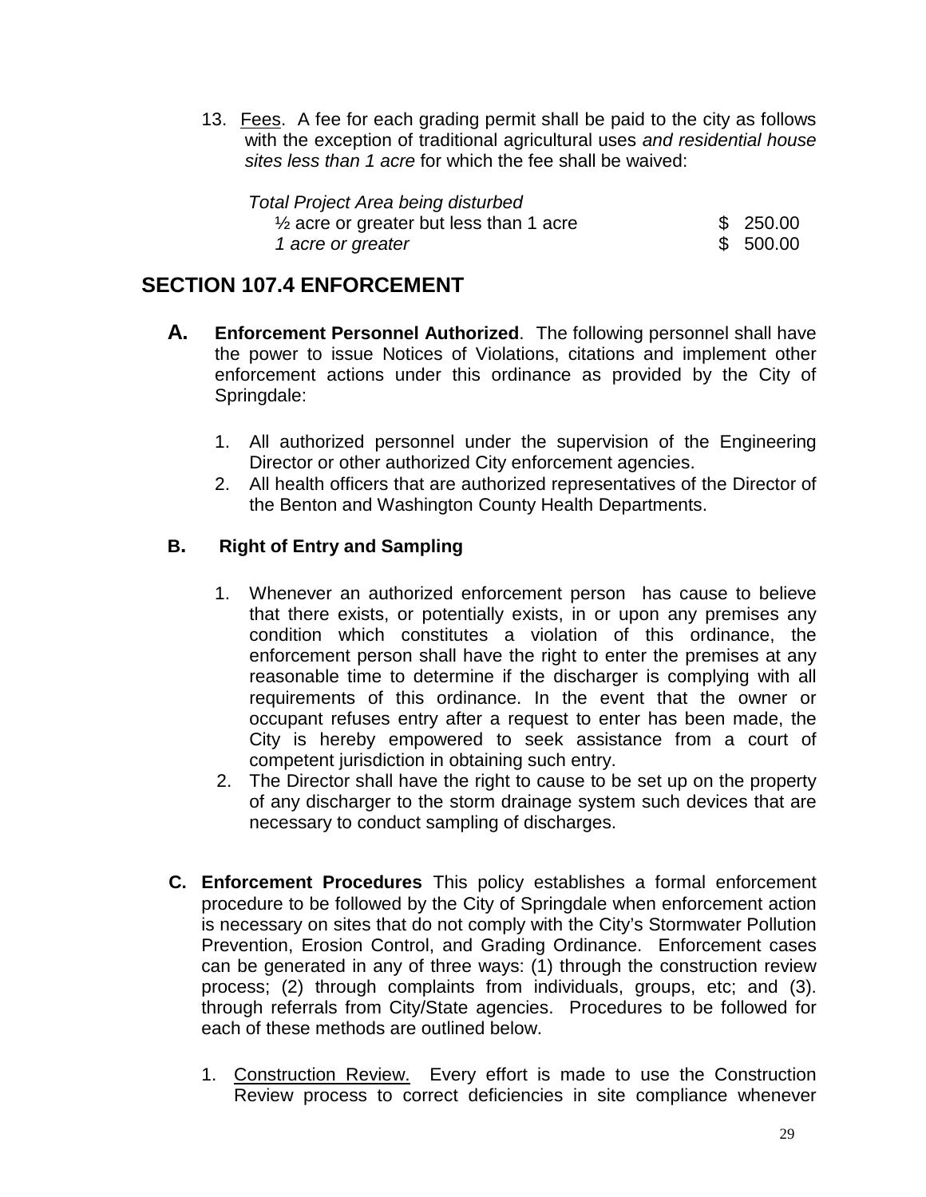13. Fees. A fee for each grading permit shall be paid to the city as follows with the exception of traditional agricultural uses *and residential house sites less than 1 acre* for which the fee shall be waived:

| *Total Project Area being disturbed* | |
|---|---|
| ½ acre or greater but less than 1 acre | $ 250.00 |
| *1 acre or greater* | $ 500.00 |

## SECTION 107.4 ENFORCEMENT

**A. Enforcement Personnel Authorized**. The following personnel shall have the power to issue Notices of Violations, citations and implement other enforcement actions under this ordinance as provided by the City of Springdale:

1. All authorized personnel under the supervision of the Engineering Director or other authorized City enforcement agencies.
2. All health officers that are authorized representatives of the Director of the Benton and Washington County Health Departments.

**B. Right of Entry and Sampling**

1. Whenever an authorized enforcement person has cause to believe that there exists, or potentially exists, in or upon any premises any condition which constitutes a violation of this ordinance, the enforcement person shall have the right to enter the premises at any reasonable time to determine if the discharger is complying with all requirements of this ordinance. In the event that the owner or occupant refuses entry after a request to enter has been made, the City is hereby empowered to seek assistance from a court of competent jurisdiction in obtaining such entry.
2. The Director shall have the right to cause to be set up on the property of any discharger to the storm drainage system such devices that are necessary to conduct sampling of discharges.

**C. Enforcement Procedures** This policy establishes a formal enforcement procedure to be followed by the City of Springdale when enforcement action is necessary on sites that do not comply with the City's Stormwater Pollution Prevention, Erosion Control, and Grading Ordinance. Enforcement cases can be generated in any of three ways: (1) through the construction review process; (2) through complaints from individuals, groups, etc; and (3). through referrals from City/State agencies. Procedures to be followed for each of these methods are outlined below.

1. Construction Review. Every effort is made to use the Construction Review process to correct deficiencies in site compliance whenever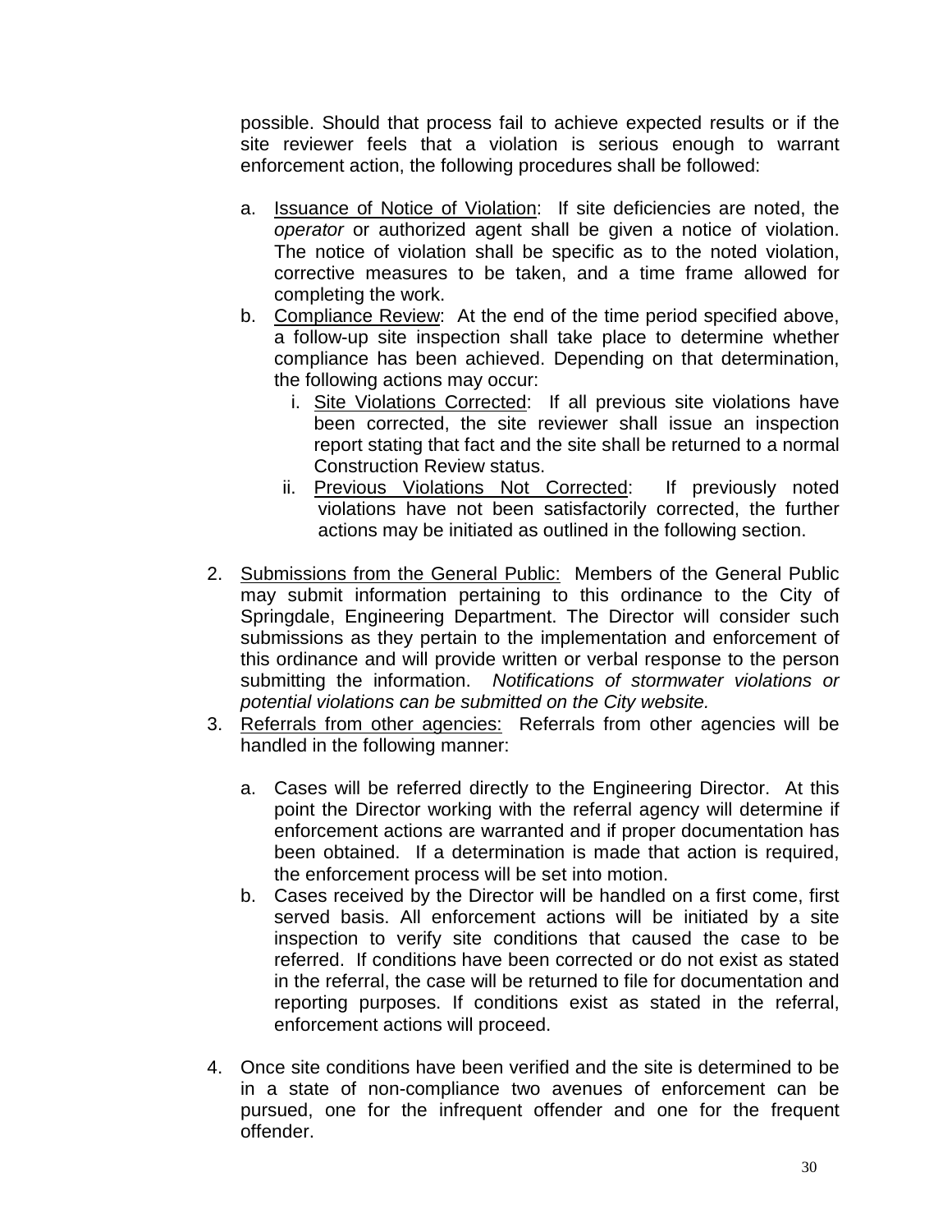possible. Should that process fail to achieve expected results or if the site reviewer feels that a violation is serious enough to warrant enforcement action, the following procedures shall be followed:

   a. Issuance of Notice of Violation: If site deficiencies are noted, the *operator* or authorized agent shall be given a notice of violation. The notice of violation shall be specific as to the noted violation, corrective measures to be taken, and a time frame allowed for completing the work.
   b. Compliance Review: At the end of the time period specified above, a follow-up site inspection shall take place to determine whether compliance has been achieved. Depending on that determination, the following actions may occur:
      i. Site Violations Corrected: If all previous site violations have been corrected, the site reviewer shall issue an inspection report stating that fact and the site shall be returned to a normal Construction Review status.
      ii. Previous Violations Not Corrected: If previously noted violations have not been satisfactorily corrected, the further actions may be initiated as outlined in the following section.

2. Submissions from the General Public: Members of the General Public may submit information pertaining to this ordinance to the City of Springdale, Engineering Department. The Director will consider such submissions as they pertain to the implementation and enforcement of this ordinance and will provide written or verbal response to the person submitting the information. *Notifications of stormwater violations or potential violations can be submitted on the City website.*
3. Referrals from other agencies: Referrals from other agencies will be handled in the following manner:

   a. Cases will be referred directly to the Engineering Director. At this point the Director working with the referral agency will determine if enforcement actions are warranted and if proper documentation has been obtained. If a determination is made that action is required, the enforcement process will be set into motion.
   b. Cases received by the Director will be handled on a first come, first served basis. All enforcement actions will be initiated by a site inspection to verify site conditions that caused the case to be referred. If conditions have been corrected or do not exist as stated in the referral, the case will be returned to file for documentation and reporting purposes. If conditions exist as stated in the referral, enforcement actions will proceed.

4. Once site conditions have been verified and the site is determined to be in a state of non-compliance two avenues of enforcement can be pursued, one for the infrequent offender and one for the frequent offender.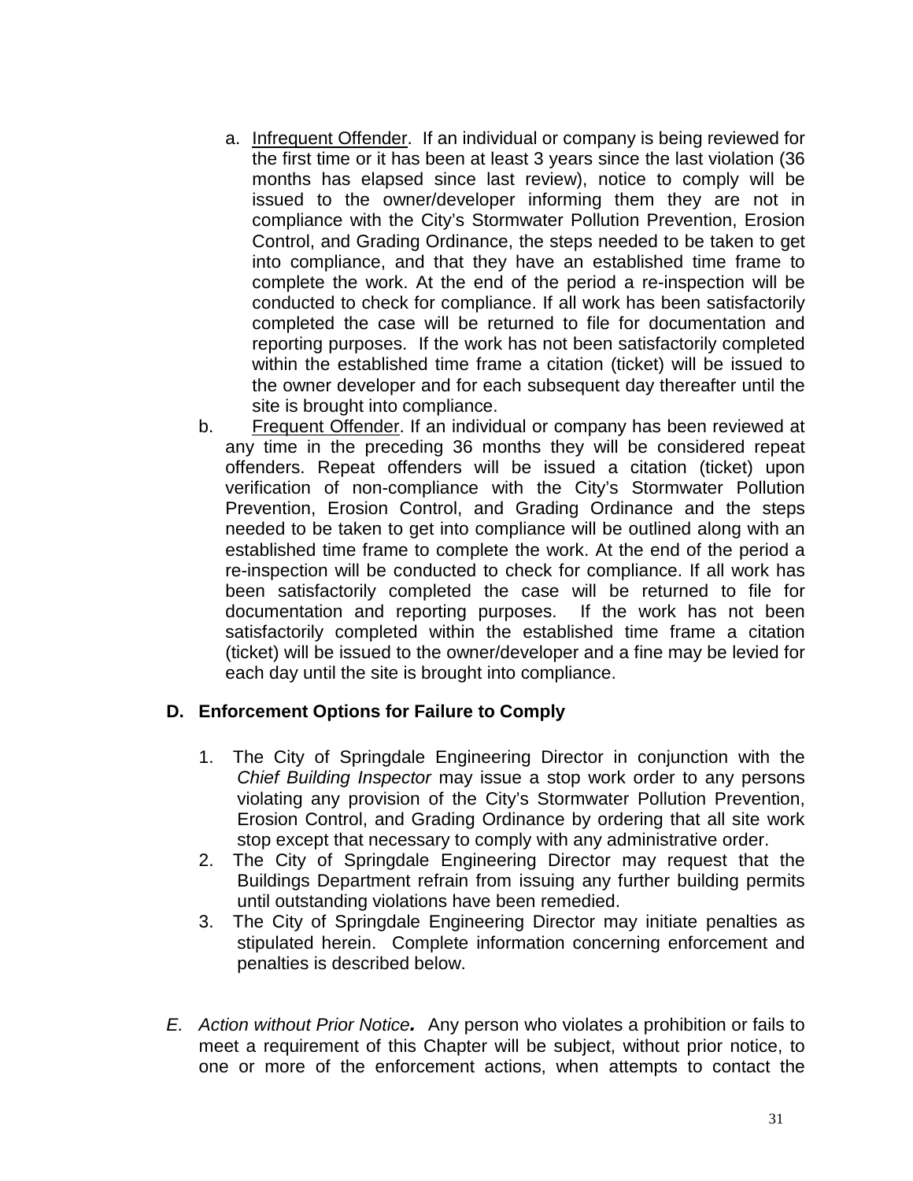a. Infrequent Offender. If an individual or company is being reviewed for the first time or it has been at least 3 years since the last violation (36 months has elapsed since last review), notice to comply will be issued to the owner/developer informing them they are not in compliance with the City's Stormwater Pollution Prevention, Erosion Control, and Grading Ordinance, the steps needed to be taken to get into compliance, and that they have an established time frame to complete the work. At the end of the period a re-inspection will be conducted to check for compliance. If all work has been satisfactorily completed the case will be returned to file for documentation and reporting purposes. If the work has not been satisfactorily completed within the established time frame a citation (ticket) will be issued to the owner developer and for each subsequent day thereafter until the site is brought into compliance.

b. Frequent Offender. If an individual or company has been reviewed at any time in the preceding 36 months they will be considered repeat offenders. Repeat offenders will be issued a citation (ticket) upon verification of non-compliance with the City's Stormwater Pollution Prevention, Erosion Control, and Grading Ordinance and the steps needed to be taken to get into compliance will be outlined along with an established time frame to complete the work. At the end of the period a re-inspection will be conducted to check for compliance. If all work has been satisfactorily completed the case will be returned to file for documentation and reporting purposes. If the work has not been satisfactorily completed within the established time frame a citation (ticket) will be issued to the owner/developer and a fine may be levied for each day until the site is brought into compliance.

**D. Enforcement Options for Failure to Comply**

1. The City of Springdale Engineering Director in conjunction with the *Chief Building Inspector* may issue a stop work order to any persons violating any provision of the City's Stormwater Pollution Prevention, Erosion Control, and Grading Ordinance by ordering that all site work stop except that necessary to comply with any administrative order.
2. The City of Springdale Engineering Director may request that the Buildings Department refrain from issuing any further building permits until outstanding violations have been remedied.
3. The City of Springdale Engineering Director may initiate penalties as stipulated herein. Complete information concerning enforcement and penalties is described below.

*E. Action without Prior Notice**.*** Any person who violates a prohibition or fails to meet a requirement of this Chapter will be subject, without prior notice, to one or more of the enforcement actions, when attempts to contact the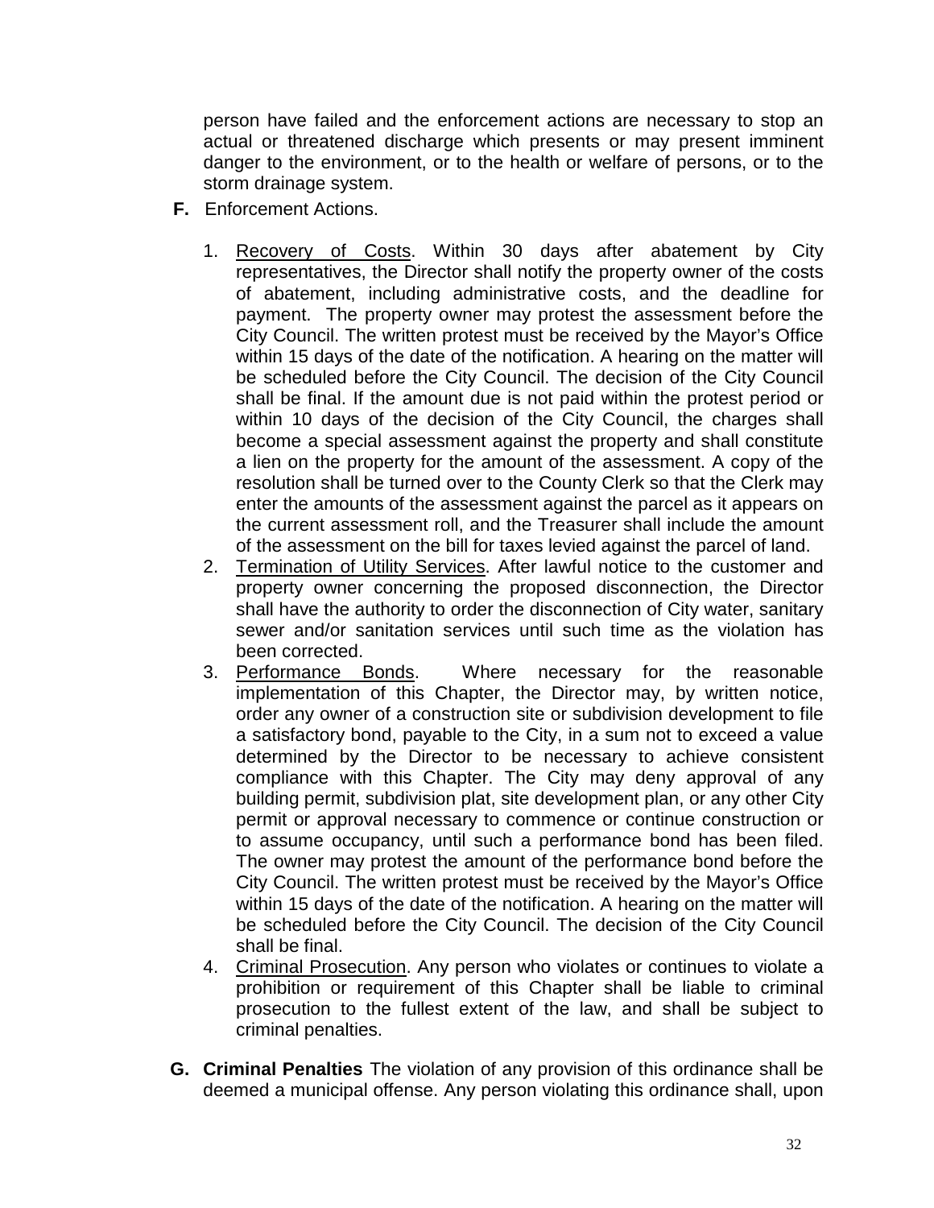person have failed and the enforcement actions are necessary to stop an actual or threatened discharge which presents or may present imminent danger to the environment, or to the health or welfare of persons, or to the storm drainage system.

**F.** Enforcement Actions.

1. Recovery of Costs. Within 30 days after abatement by City representatives, the Director shall notify the property owner of the costs of abatement, including administrative costs, and the deadline for payment. The property owner may protest the assessment before the City Council. The written protest must be received by the Mayor's Office within 15 days of the date of the notification. A hearing on the matter will be scheduled before the City Council. The decision of the City Council shall be final. If the amount due is not paid within the protest period or within 10 days of the decision of the City Council, the charges shall become a special assessment against the property and shall constitute a lien on the property for the amount of the assessment. A copy of the resolution shall be turned over to the County Clerk so that the Clerk may enter the amounts of the assessment against the parcel as it appears on the current assessment roll, and the Treasurer shall include the amount of the assessment on the bill for taxes levied against the parcel of land.
2. Termination of Utility Services. After lawful notice to the customer and property owner concerning the proposed disconnection, the Director shall have the authority to order the disconnection of City water, sanitary sewer and/or sanitation services until such time as the violation has been corrected.
3. Performance Bonds. Where necessary for the reasonable implementation of this Chapter, the Director may, by written notice, order any owner of a construction site or subdivision development to file a satisfactory bond, payable to the City, in a sum not to exceed a value determined by the Director to be necessary to achieve consistent compliance with this Chapter. The City may deny approval of any building permit, subdivision plat, site development plan, or any other City permit or approval necessary to commence or continue construction or to assume occupancy, until such a performance bond has been filed. The owner may protest the amount of the performance bond before the City Council. The written protest must be received by the Mayor's Office within 15 days of the date of the notification. A hearing on the matter will be scheduled before the City Council. The decision of the City Council shall be final.
4. Criminal Prosecution. Any person who violates or continues to violate a prohibition or requirement of this Chapter shall be liable to criminal prosecution to the fullest extent of the law, and shall be subject to criminal penalties.

**G. Criminal Penalties** The violation of any provision of this ordinance shall be deemed a municipal offense. Any person violating this ordinance shall, upon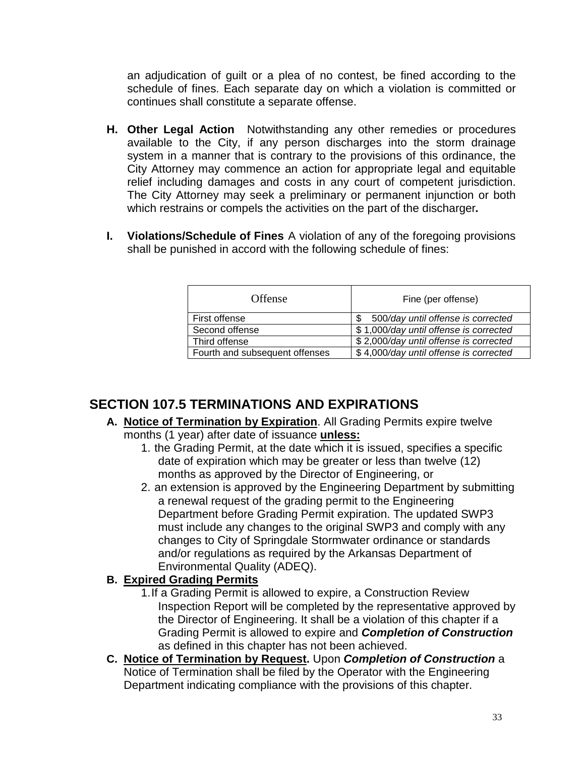an adjudication of guilt or a plea of no contest, be fined according to the schedule of fines. Each separate day on which a violation is committed or continues shall constitute a separate offense.

**H. Other Legal Action** Notwithstanding any other remedies or procedures available to the City, if any person discharges into the storm drainage system in a manner that is contrary to the provisions of this ordinance, the City Attorney may commence an action for appropriate legal and equitable relief including damages and costs in any court of competent jurisdiction. The City Attorney may seek a preliminary or permanent injunction or both which restrains or compels the activities on the part of the discharger***.***

**I. Violations/Schedule of Fines** A violation of any of the foregoing provisions shall be punished in accord with the following schedule of fines:

| Offense | Fine (per offense) |
|---|---|
| First offense | $ 500*/day until offense is corrected* |
| Second offense | $ 1,000*/day until offense is corrected* |
| Third offense | $ 2,000*/day until offense is corrected* |
| Fourth and subsequent offenses | $ 4,000*/day until offense is corrected* |

## SECTION 107.5 TERMINATIONS AND EXPIRATIONS

**A. <u>Notice of Termination by Expiration</u>**. All Grading Permits expire twelve months (1 year) after date of issuance **<u>unless:</u>**

1. the Grading Permit, at the date which it is issued, specifies a specific date of expiration which may be greater or less than twelve (12) months as approved by the Director of Engineering, or
2. an extension is approved by the Engineering Department by submitting a renewal request of the grading permit to the Engineering Department before Grading Permit expiration. The updated SWP3 must include any changes to the original SWP3 and comply with any changes to City of Springdale Stormwater ordinance or standards and/or regulations as required by the Arkansas Department of Environmental Quality (ADEQ).

**B. <u>Expired Grading Permits</u>**

1. If a Grading Permit is allowed to expire, a Construction Review Inspection Report will be completed by the representative approved by the Director of Engineering. It shall be a violation of this chapter if a Grading Permit is allowed to expire and ***Completion of Construction*** as defined in this chapter has not been achieved.

**C. <u>Notice of Termination by Request</u>.** Upon ***Completion of Construction*** a Notice of Termination shall be filed by the Operator with the Engineering Department indicating compliance with the provisions of this chapter.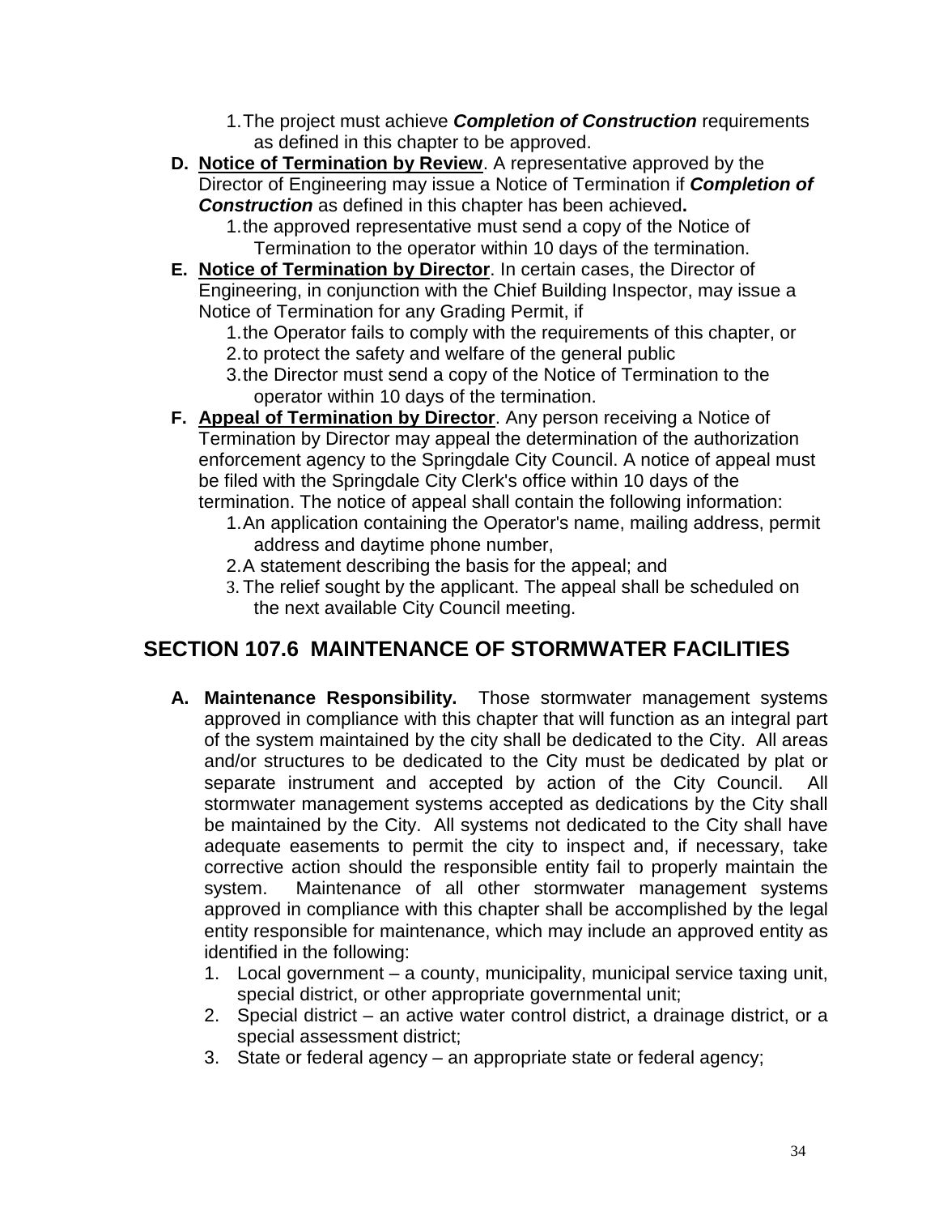1. The project must achieve ***Completion of Construction*** requirements as defined in this chapter to be approved.

**D.** **<u>Notice of Termination by Review</u>**. A representative approved by the Director of Engineering may issue a Notice of Termination if ***Completion of Construction*** as defined in this chapter has been achieved**.**

   1. the approved representative must send a copy of the Notice of Termination to the operator within 10 days of the termination.

**E.** **<u>Notice of Termination by Director</u>**. In certain cases, the Director of Engineering, in conjunction with the Chief Building Inspector, may issue a Notice of Termination for any Grading Permit, if

   1. the Operator fails to comply with the requirements of this chapter, or
   2. to protect the safety and welfare of the general public
   3. the Director must send a copy of the Notice of Termination to the operator within 10 days of the termination.

**F.** **<u>Appeal of Termination by Director</u>**. Any person receiving a Notice of Termination by Director may appeal the determination of the authorization enforcement agency to the Springdale City Council. A notice of appeal must be filed with the Springdale City Clerk's office within 10 days of the termination. The notice of appeal shall contain the following information:

   1. An application containing the Operator's name, mailing address, permit address and daytime phone number,
   2. A statement describing the basis for the appeal; and
   3. The relief sought by the applicant. The appeal shall be scheduled on the next available City Council meeting.

## SECTION 107.6 MAINTENANCE OF STORMWATER FACILITIES

**A.** **Maintenance Responsibility.** Those stormwater management systems approved in compliance with this chapter that will function as an integral part of the system maintained by the city shall be dedicated to the City. All areas and/or structures to be dedicated to the City must be dedicated by plat or separate instrument and accepted by action of the City Council. All stormwater management systems accepted as dedications by the City shall be maintained by the City. All systems not dedicated to the City shall have adequate easements to permit the city to inspect and, if necessary, take corrective action should the responsible entity fail to properly maintain the system. Maintenance of all other stormwater management systems approved in compliance with this chapter shall be accomplished by the legal entity responsible for maintenance, which may include an approved entity as identified in the following:

   1. Local government – a county, municipality, municipal service taxing unit, special district, or other appropriate governmental unit;
   2. Special district – an active water control district, a drainage district, or a special assessment district;
   3. State or federal agency – an appropriate state or federal agency;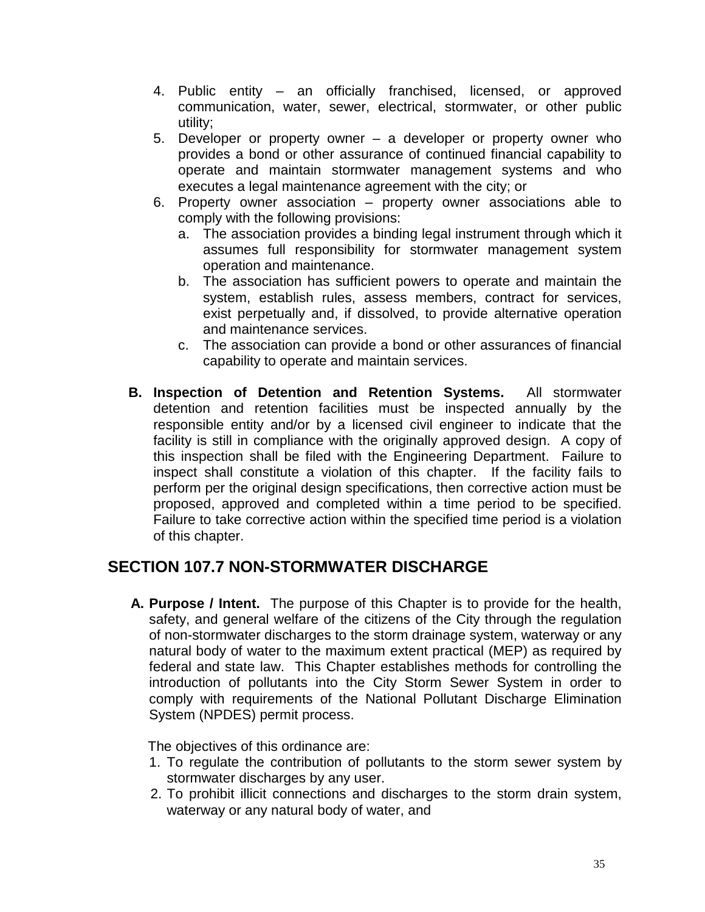4. Public entity – an officially franchised, licensed, or approved communication, water, sewer, electrical, stormwater, or other public utility;
5. Developer or property owner – a developer or property owner who provides a bond or other assurance of continued financial capability to operate and maintain stormwater management systems and who executes a legal maintenance agreement with the city; or
6. Property owner association – property owner associations able to comply with the following provisions:
   a. The association provides a binding legal instrument through which it assumes full responsibility for stormwater management system operation and maintenance.
   b. The association has sufficient powers to operate and maintain the system, establish rules, assess members, contract for services, exist perpetually and, if dissolved, to provide alternative operation and maintenance services.
   c. The association can provide a bond or other assurances of financial capability to operate and maintain services.

**B. Inspection of Detention and Retention Systems.** All stormwater detention and retention facilities must be inspected annually by the responsible entity and/or by a licensed civil engineer to indicate that the facility is still in compliance with the originally approved design. A copy of this inspection shall be filed with the Engineering Department. Failure to inspect shall constitute a violation of this chapter. If the facility fails to perform per the original design specifications, then corrective action must be proposed, approved and completed within a time period to be specified. Failure to take corrective action within the specified time period is a violation of this chapter.

## SECTION 107.7 NON-STORMWATER DISCHARGE

**A. Purpose / Intent.** The purpose of this Chapter is to provide for the health, safety, and general welfare of the citizens of the City through the regulation of non-stormwater discharges to the storm drainage system, waterway or any natural body of water to the maximum extent practical (MEP) as required by federal and state law. This Chapter establishes methods for controlling the introduction of pollutants into the City Storm Sewer System in order to comply with requirements of the National Pollutant Discharge Elimination System (NPDES) permit process.

The objectives of this ordinance are:

1. To regulate the contribution of pollutants to the storm sewer system by stormwater discharges by any user.
2. To prohibit illicit connections and discharges to the storm drain system, waterway or any natural body of water, and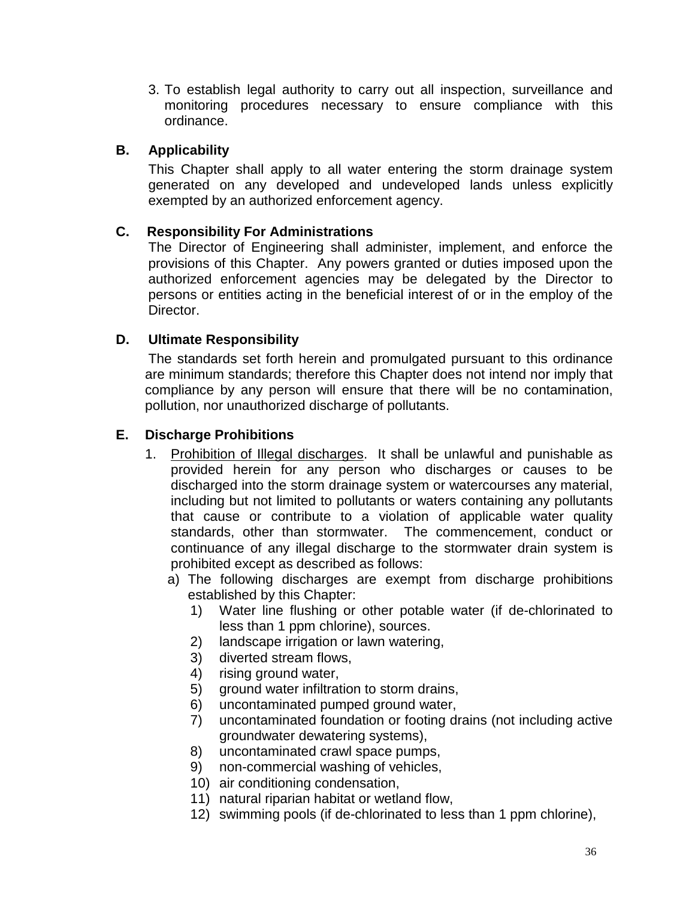3. To establish legal authority to carry out all inspection, surveillance and monitoring procedures necessary to ensure compliance with this ordinance.

### B. Applicability

This Chapter shall apply to all water entering the storm drainage system generated on any developed and undeveloped lands unless explicitly exempted by an authorized enforcement agency.

### C. Responsibility For Administrations

The Director of Engineering shall administer, implement, and enforce the provisions of this Chapter. Any powers granted or duties imposed upon the authorized enforcement agencies may be delegated by the Director to persons or entities acting in the beneficial interest of or in the employ of the Director.

### D. Ultimate Responsibility

The standards set forth herein and promulgated pursuant to this ordinance are minimum standards; therefore this Chapter does not intend nor imply that compliance by any person will ensure that there will be no contamination, pollution, nor unauthorized discharge of pollutants.

### E. Discharge Prohibitions

1. Prohibition of Illegal discharges. It shall be unlawful and punishable as provided herein for any person who discharges or causes to be discharged into the storm drainage system or watercourses any material, including but not limited to pollutants or waters containing any pollutants that cause or contribute to a violation of applicable water quality standards, other than stormwater. The commencement, conduct or continuance of any illegal discharge to the stormwater drain system is prohibited except as described as follows:
   a) The following discharges are exempt from discharge prohibitions established by this Chapter:
      1) Water line flushing or other potable water (if de-chlorinated to less than 1 ppm chlorine), sources.
      2) landscape irrigation or lawn watering,
      3) diverted stream flows,
      4) rising ground water,
      5) ground water infiltration to storm drains,
      6) uncontaminated pumped ground water,
      7) uncontaminated foundation or footing drains (not including active groundwater dewatering systems),
      8) uncontaminated crawl space pumps,
      9) non-commercial washing of vehicles,
      10) air conditioning condensation,
      11) natural riparian habitat or wetland flow,
      12) swimming pools (if de-chlorinated to less than 1 ppm chlorine),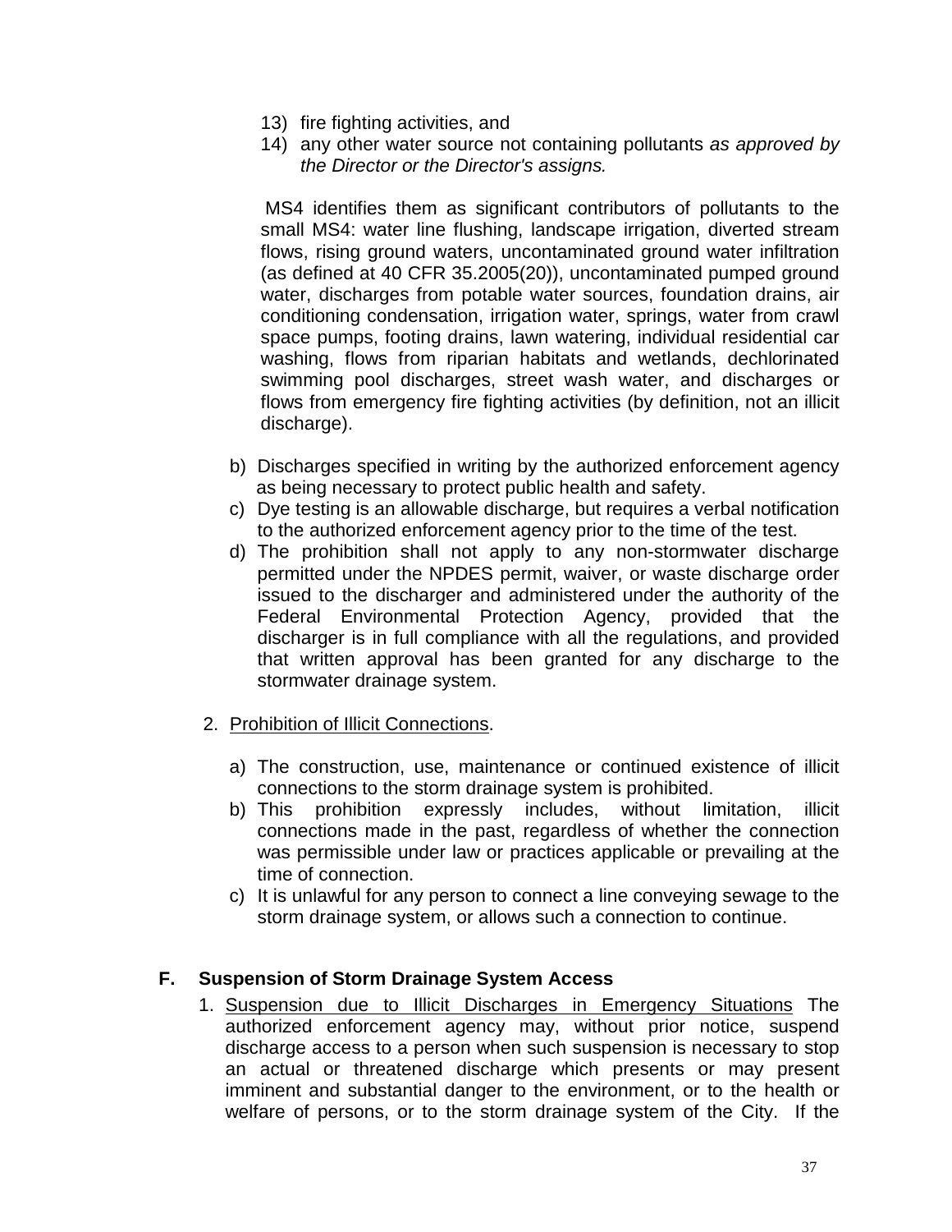13) fire fighting activities, and
14) any other water source not containing pollutants *as approved by the Director or the Director's assigns.*

MS4 identifies them as significant contributors of pollutants to the small MS4: water line flushing, landscape irrigation, diverted stream flows, rising ground waters, uncontaminated ground water infiltration (as defined at 40 CFR 35.2005(20)), uncontaminated pumped ground water, discharges from potable water sources, foundation drains, air conditioning condensation, irrigation water, springs, water from crawl space pumps, footing drains, lawn watering, individual residential car washing, flows from riparian habitats and wetlands, dechlorinated swimming pool discharges, street wash water, and discharges or flows from emergency fire fighting activities (by definition, not an illicit discharge).

b) Discharges specified in writing by the authorized enforcement agency as being necessary to protect public health and safety.
c) Dye testing is an allowable discharge, but requires a verbal notification to the authorized enforcement agency prior to the time of the test.
d) The prohibition shall not apply to any non-stormwater discharge permitted under the NPDES permit, waiver, or waste discharge order issued to the discharger and administered under the authority of the Federal Environmental Protection Agency, provided that the discharger is in full compliance with all the regulations, and provided that written approval has been granted for any discharge to the stormwater drainage system.

2. <u>Prohibition of Illicit Connections</u>.

a) The construction, use, maintenance or continued existence of illicit connections to the storm drainage system is prohibited.
b) This prohibition expressly includes, without limitation, illicit connections made in the past, regardless of whether the connection was permissible under law or practices applicable or prevailing at the time of connection.
c) It is unlawful for any person to connect a line conveying sewage to the storm drainage system, or allows such a connection to continue.

**F. Suspension of Storm Drainage System Access**

1. <u>Suspension due to Illicit Discharges in Emergency Situations</u> The authorized enforcement agency may, without prior notice, suspend discharge access to a person when such suspension is necessary to stop an actual or threatened discharge which presents or may present imminent and substantial danger to the environment, or to the health or welfare of persons, or to the storm drainage system of the City. If the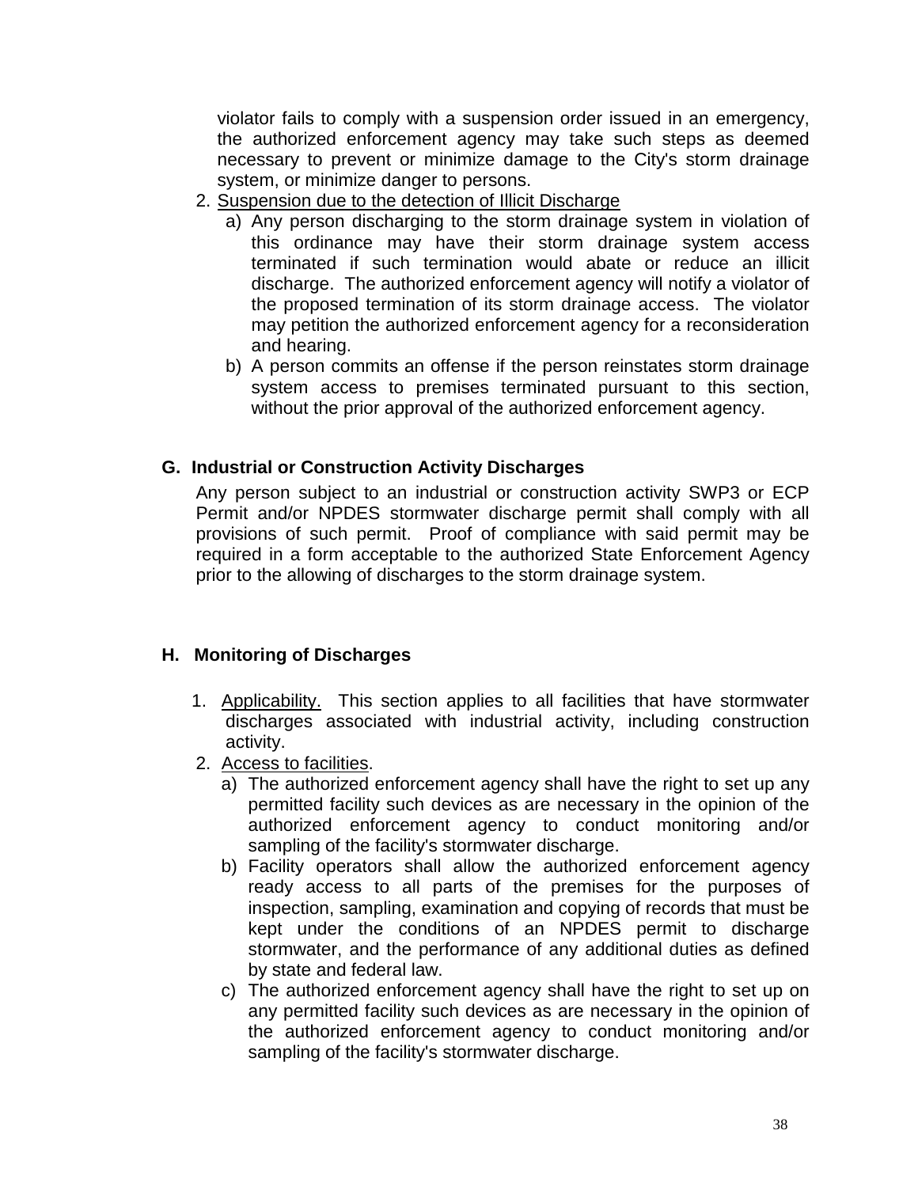violator fails to comply with a suspension order issued in an emergency, the authorized enforcement agency may take such steps as deemed necessary to prevent or minimize damage to the City's storm drainage system, or minimize danger to persons.

2. Suspension due to the detection of Illicit Discharge
   a) Any person discharging to the storm drainage system in violation of this ordinance may have their storm drainage system access terminated if such termination would abate or reduce an illicit discharge. The authorized enforcement agency will notify a violator of the proposed termination of its storm drainage access. The violator may petition the authorized enforcement agency for a reconsideration and hearing.
   b) A person commits an offense if the person reinstates storm drainage system access to premises terminated pursuant to this section, without the prior approval of the authorized enforcement agency.

## G. Industrial or Construction Activity Discharges

Any person subject to an industrial or construction activity SWP3 or ECP Permit and/or NPDES stormwater discharge permit shall comply with all provisions of such permit. Proof of compliance with said permit may be required in a form acceptable to the authorized State Enforcement Agency prior to the allowing of discharges to the storm drainage system.

## H. Monitoring of Discharges

1. Applicability. This section applies to all facilities that have stormwater discharges associated with industrial activity, including construction activity.
2. Access to facilities.
   a) The authorized enforcement agency shall have the right to set up any permitted facility such devices as are necessary in the opinion of the authorized enforcement agency to conduct monitoring and/or sampling of the facility's stormwater discharge.
   b) Facility operators shall allow the authorized enforcement agency ready access to all parts of the premises for the purposes of inspection, sampling, examination and copying of records that must be kept under the conditions of an NPDES permit to discharge stormwater, and the performance of any additional duties as defined by state and federal law.
   c) The authorized enforcement agency shall have the right to set up on any permitted facility such devices as are necessary in the opinion of the authorized enforcement agency to conduct monitoring and/or sampling of the facility's stormwater discharge.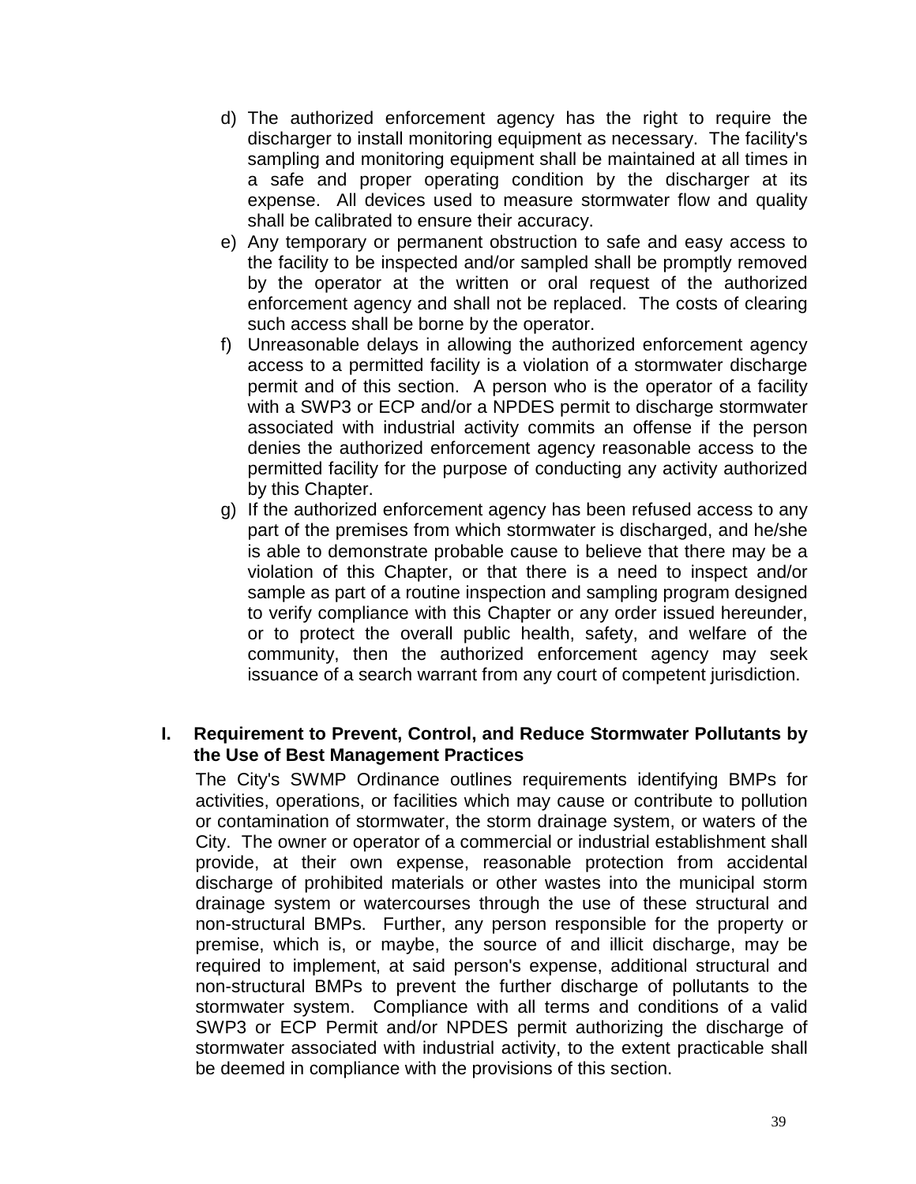d) The authorized enforcement agency has the right to require the discharger to install monitoring equipment as necessary. The facility's sampling and monitoring equipment shall be maintained at all times in a safe and proper operating condition by the discharger at its expense. All devices used to measure stormwater flow and quality shall be calibrated to ensure their accuracy.

e) Any temporary or permanent obstruction to safe and easy access to the facility to be inspected and/or sampled shall be promptly removed by the operator at the written or oral request of the authorized enforcement agency and shall not be replaced. The costs of clearing such access shall be borne by the operator.

f) Unreasonable delays in allowing the authorized enforcement agency access to a permitted facility is a violation of a stormwater discharge permit and of this section. A person who is the operator of a facility with a SWP3 or ECP and/or a NPDES permit to discharge stormwater associated with industrial activity commits an offense if the person denies the authorized enforcement agency reasonable access to the permitted facility for the purpose of conducting any activity authorized by this Chapter.

g) If the authorized enforcement agency has been refused access to any part of the premises from which stormwater is discharged, and he/she is able to demonstrate probable cause to believe that there may be a violation of this Chapter, or that there is a need to inspect and/or sample as part of a routine inspection and sampling program designed to verify compliance with this Chapter or any order issued hereunder, or to protect the overall public health, safety, and welfare of the community, then the authorized enforcement agency may seek issuance of a search warrant from any court of competent jurisdiction.

## I. Requirement to Prevent, Control, and Reduce Stormwater Pollutants by the Use of Best Management Practices

The City's SWMP Ordinance outlines requirements identifying BMPs for activities, operations, or facilities which may cause or contribute to pollution or contamination of stormwater, the storm drainage system, or waters of the City. The owner or operator of a commercial or industrial establishment shall provide, at their own expense, reasonable protection from accidental discharge of prohibited materials or other wastes into the municipal storm drainage system or watercourses through the use of these structural and non-structural BMPs. Further, any person responsible for the property or premise, which is, or maybe, the source of and illicit discharge, may be required to implement, at said person's expense, additional structural and non-structural BMPs to prevent the further discharge of pollutants to the stormwater system. Compliance with all terms and conditions of a valid SWP3 or ECP Permit and/or NPDES permit authorizing the discharge of stormwater associated with industrial activity, to the extent practicable shall be deemed in compliance with the provisions of this section.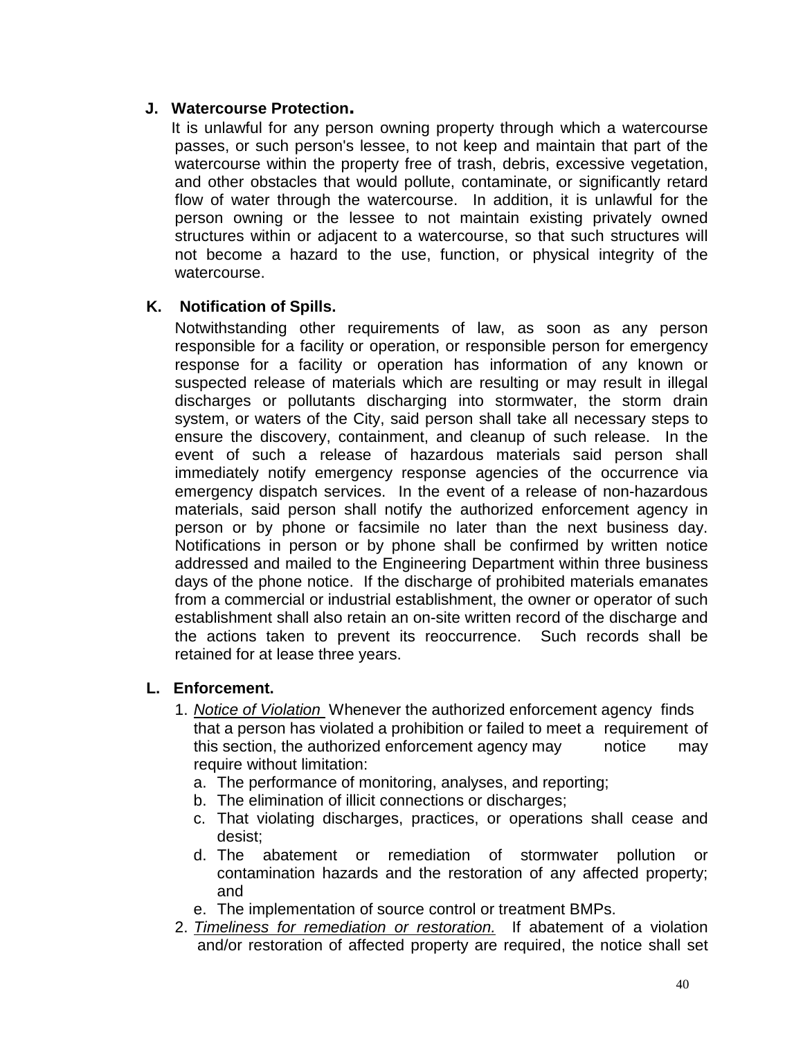**J. Watercourse Protection.**

It is unlawful for any person owning property through which a watercourse passes, or such person's lessee, to not keep and maintain that part of the watercourse within the property free of trash, debris, excessive vegetation, and other obstacles that would pollute, contaminate, or significantly retard flow of water through the watercourse. In addition, it is unlawful for the person owning or the lessee to not maintain existing privately owned structures within or adjacent to a watercourse, so that such structures will not become a hazard to the use, function, or physical integrity of the watercourse.

**K. Notification of Spills.**

Notwithstanding other requirements of law, as soon as any person responsible for a facility or operation, or responsible person for emergency response for a facility or operation has information of any known or suspected release of materials which are resulting or may result in illegal discharges or pollutants discharging into stormwater, the storm drain system, or waters of the City, said person shall take all necessary steps to ensure the discovery, containment, and cleanup of such release. In the event of such a release of hazardous materials said person shall immediately notify emergency response agencies of the occurrence via emergency dispatch services. In the event of a release of non-hazardous materials, said person shall notify the authorized enforcement agency in person or by phone or facsimile no later than the next business day. Notifications in person or by phone shall be confirmed by written notice addressed and mailed to the Engineering Department within three business days of the phone notice. If the discharge of prohibited materials emanates from a commercial or industrial establishment, the owner or operator of such establishment shall also retain an on-site written record of the discharge and the actions taken to prevent its reoccurrence. Such records shall be retained for at lease three years.

**L. Enforcement.**

1. *Notice of Violation* Whenever the authorized enforcement agency finds that a person has violated a prohibition or failed to meet a requirement of this section, the authorized enforcement agency may notice may require without limitation:
   a. The performance of monitoring, analyses, and reporting;
   b. The elimination of illicit connections or discharges;
   c. That violating discharges, practices, or operations shall cease and desist;
   d. The abatement or remediation of stormwater pollution or contamination hazards and the restoration of any affected property; and
   e. The implementation of source control or treatment BMPs.
2. *Timeliness for remediation or restoration.* If abatement of a violation and/or restoration of affected property are required, the notice shall set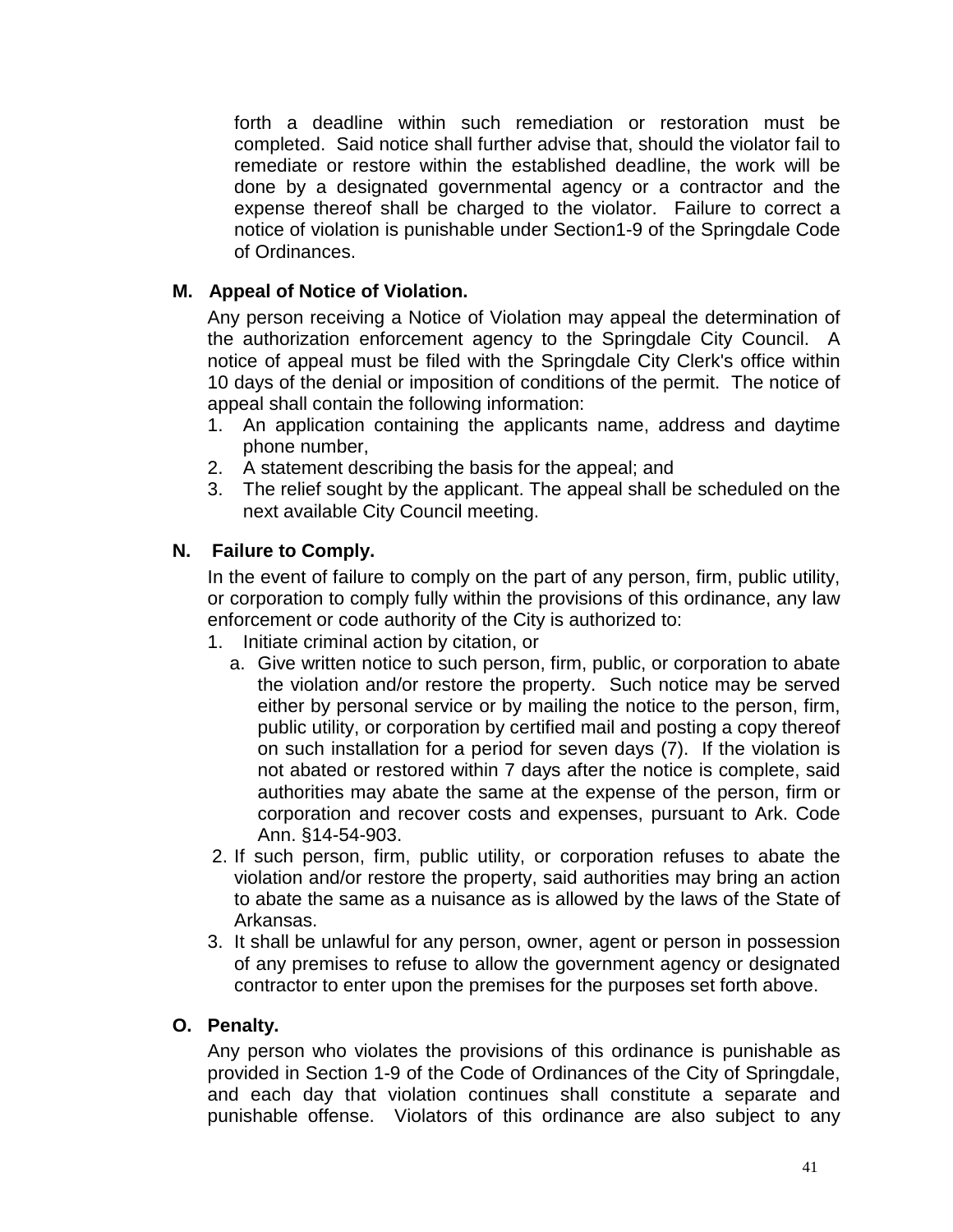forth a deadline within such remediation or restoration must be completed. Said notice shall further advise that, should the violator fail to remediate or restore within the established deadline, the work will be done by a designated governmental agency or a contractor and the expense thereof shall be charged to the violator. Failure to correct a notice of violation is punishable under Section1-9 of the Springdale Code of Ordinances.

**M. Appeal of Notice of Violation.**

Any person receiving a Notice of Violation may appeal the determination of the authorization enforcement agency to the Springdale City Council. A notice of appeal must be filed with the Springdale City Clerk's office within 10 days of the denial or imposition of conditions of the permit. The notice of appeal shall contain the following information:

1. An application containing the applicants name, address and daytime phone number,
2. A statement describing the basis for the appeal; and
3. The relief sought by the applicant. The appeal shall be scheduled on the next available City Council meeting.

**N. Failure to Comply.**

In the event of failure to comply on the part of any person, firm, public utility, or corporation to comply fully within the provisions of this ordinance, any law enforcement or code authority of the City is authorized to:

1. Initiate criminal action by citation, or
   a. Give written notice to such person, firm, public, or corporation to abate the violation and/or restore the property. Such notice may be served either by personal service or by mailing the notice to the person, firm, public utility, or corporation by certified mail and posting a copy thereof on such installation for a period for seven days (7). If the violation is not abated or restored within 7 days after the notice is complete, said authorities may abate the same at the expense of the person, firm or corporation and recover costs and expenses, pursuant to Ark. Code Ann. §14-54-903.
2. If such person, firm, public utility, or corporation refuses to abate the violation and/or restore the property, said authorities may bring an action to abate the same as a nuisance as is allowed by the laws of the State of Arkansas.
3. It shall be unlawful for any person, owner, agent or person in possession of any premises to refuse to allow the government agency or designated contractor to enter upon the premises for the purposes set forth above.

**O. Penalty.**

Any person who violates the provisions of this ordinance is punishable as provided in Section 1-9 of the Code of Ordinances of the City of Springdale, and each day that violation continues shall constitute a separate and punishable offense. Violators of this ordinance are also subject to any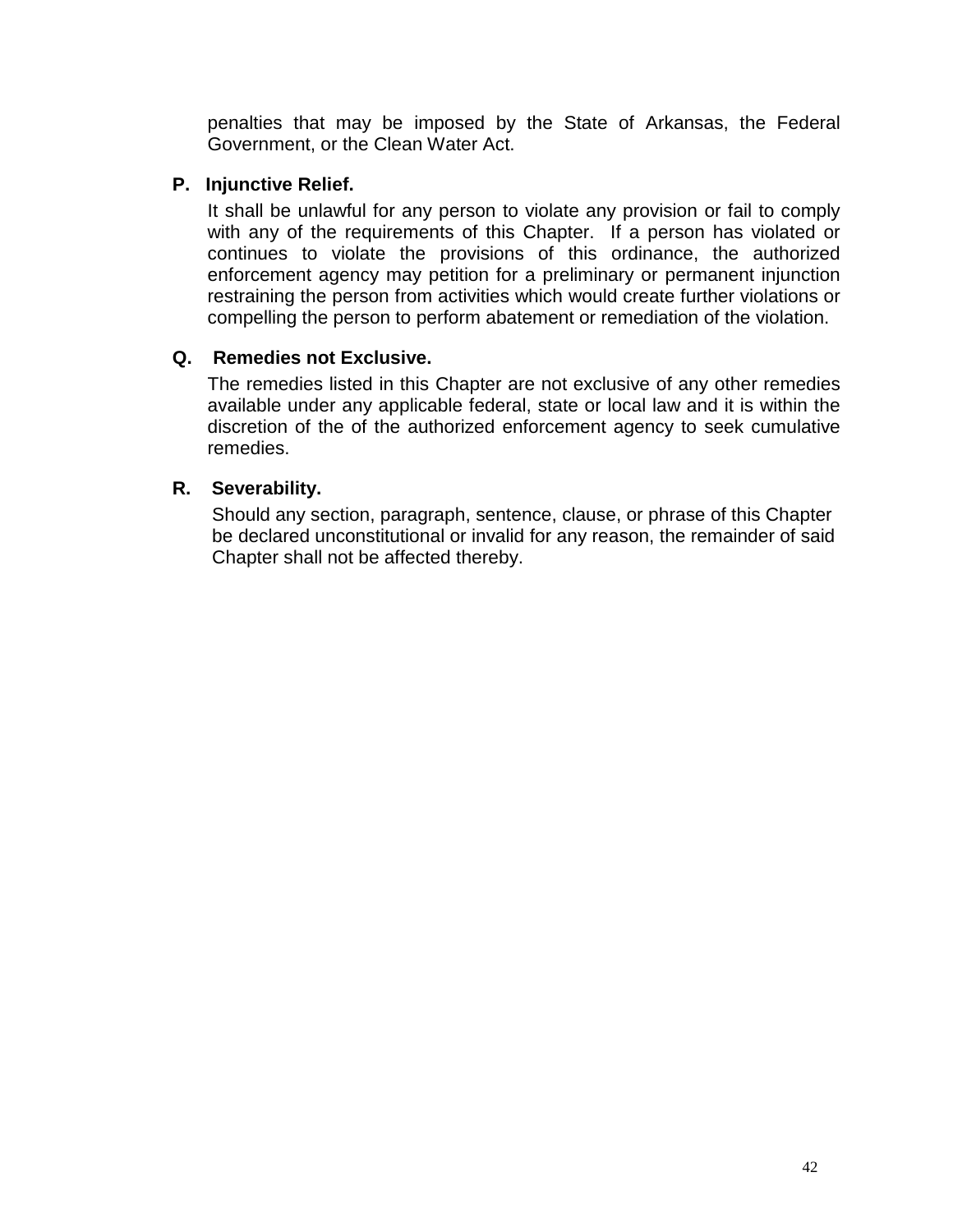penalties that may be imposed by the State of Arkansas, the Federal Government, or the Clean Water Act.

**P. Injunctive Relief.**

It shall be unlawful for any person to violate any provision or fail to comply with any of the requirements of this Chapter. If a person has violated or continues to violate the provisions of this ordinance, the authorized enforcement agency may petition for a preliminary or permanent injunction restraining the person from activities which would create further violations or compelling the person to perform abatement or remediation of the violation.

**Q. Remedies not Exclusive.**

The remedies listed in this Chapter are not exclusive of any other remedies available under any applicable federal, state or local law and it is within the discretion of the of the authorized enforcement agency to seek cumulative remedies.

**R. Severability.**

Should any section, paragraph, sentence, clause, or phrase of this Chapter be declared unconstitutional or invalid for any reason, the remainder of said Chapter shall not be affected thereby.